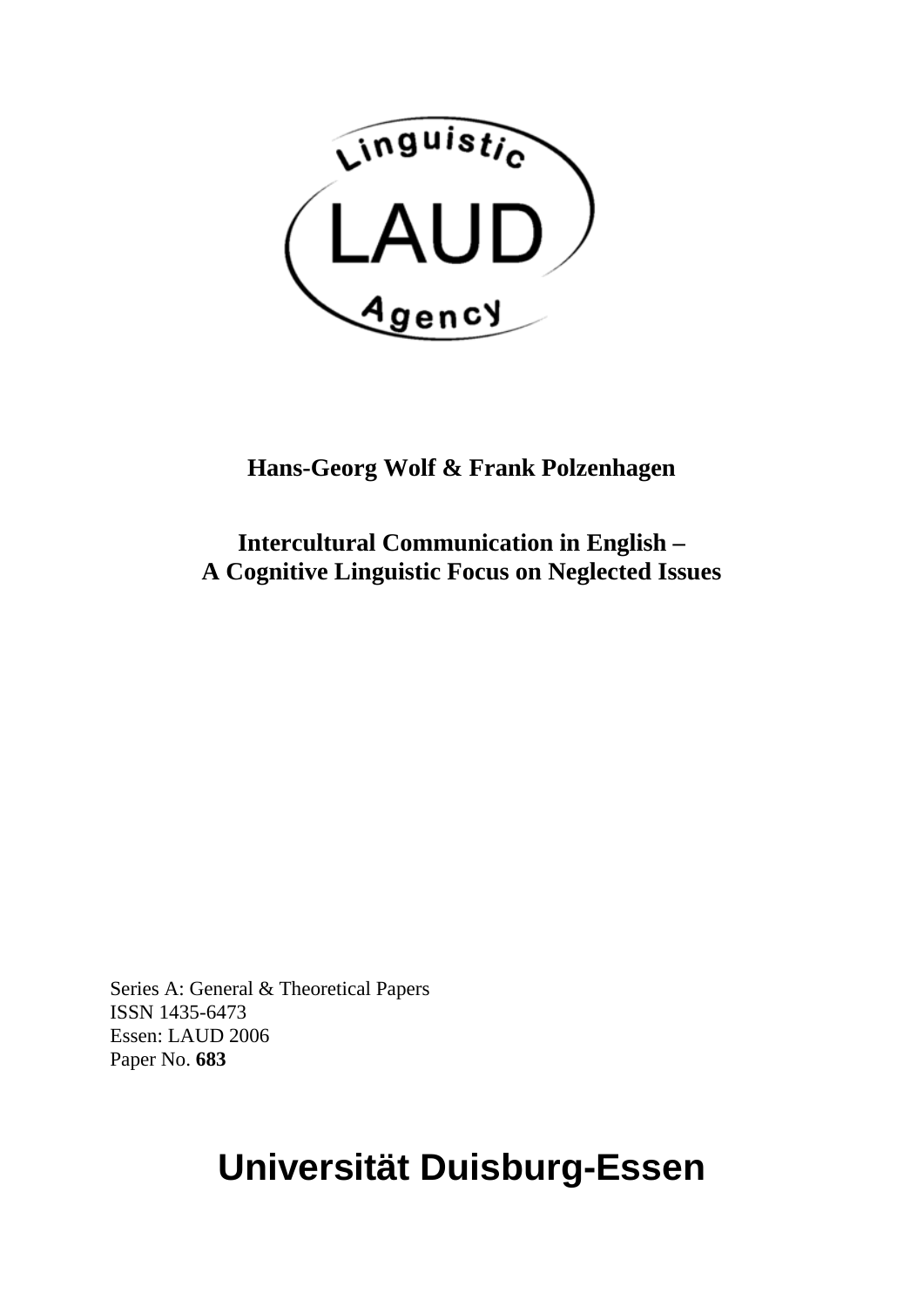Linguistic

LAUD

Agency

**Hans-Georg Wolf & Frank Polzenhagen**

**Intercultural Communication in English –
A Cognitive Linguistic Focus on Neglected Issues**

Series A: General & Theoretical Papers
ISSN 1435-6473
Essen: LAUD 2006
Paper No. **683**

# Universität Duisburg-Essen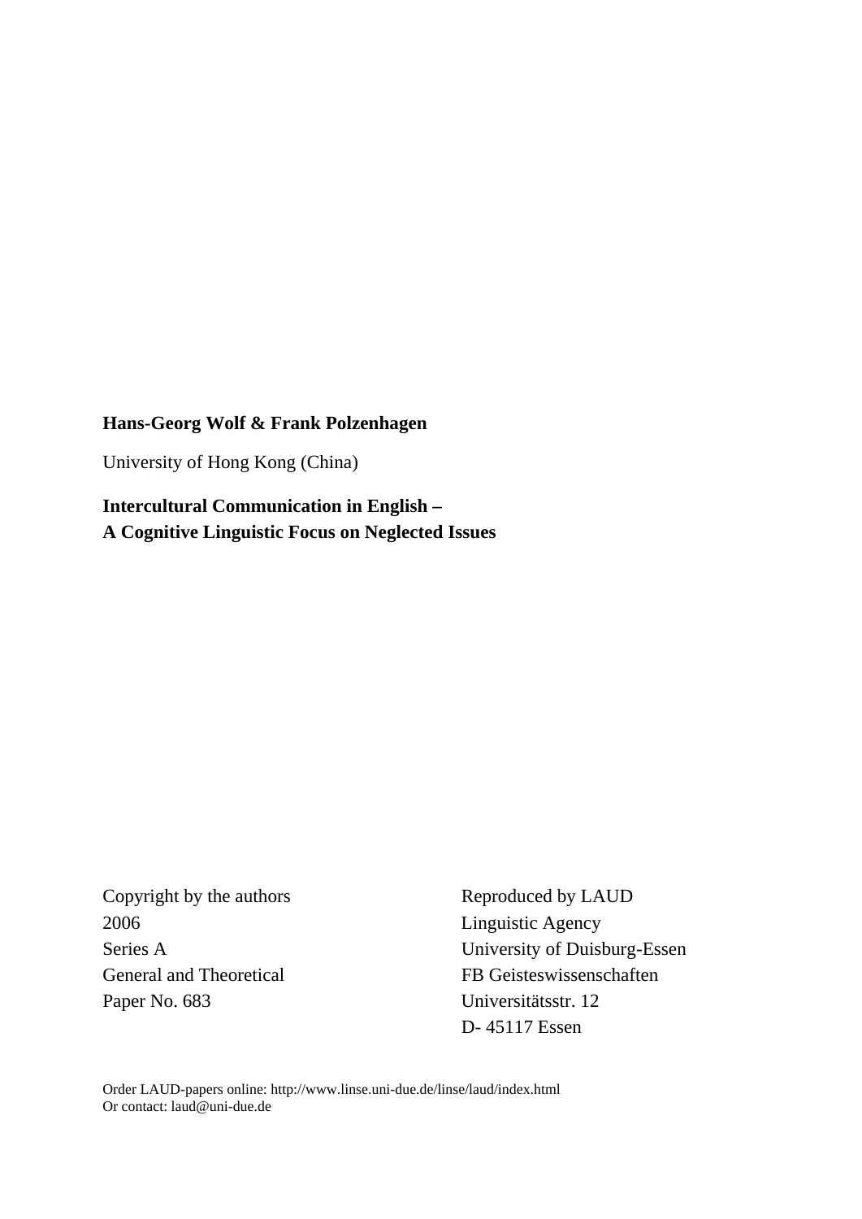**Hans-Georg Wolf & Frank Polzenhagen**

University of Hong Kong (China)

**Intercultural Communication in English –**
**A Cognitive Linguistic Focus on Neglected Issues**

Copyright by the authors
2006
Series A
General and Theoretical
Paper No. 683

Reproduced by LAUD
Linguistic Agency
University of Duisburg-Essen
FB Geisteswissenschaften
Universitätsstr. 12
D- 45117 Essen

Order LAUD-papers online: http://www.linse.uni-due.de/linse/laud/index.html
Or contact: laud@uni-due.de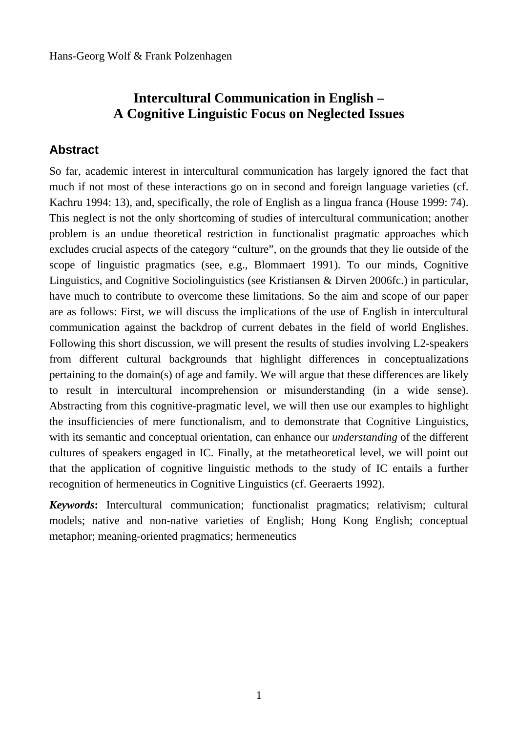Hans-Georg Wolf & Frank Polzenhagen

# Intercultural Communication in English – A Cognitive Linguistic Focus on Neglected Issues

## Abstract

So far, academic interest in intercultural communication has largely ignored the fact that much if not most of these interactions go on in second and foreign language varieties (cf. Kachru 1994: 13), and, specifically, the role of English as a lingua franca (House 1999: 74). This neglect is not the only shortcoming of studies of intercultural communication; another problem is an undue theoretical restriction in functionalist pragmatic approaches which excludes crucial aspects of the category "culture", on the grounds that they lie outside of the scope of linguistic pragmatics (see, e.g., Blommaert 1991). To our minds, Cognitive Linguistics, and Cognitive Sociolinguistics (see Kristiansen & Dirven 2006fc.) in particular, have much to contribute to overcome these limitations. So the aim and scope of our paper are as follows: First, we will discuss the implications of the use of English in intercultural communication against the backdrop of current debates in the field of world Englishes. Following this short discussion, we will present the results of studies involving L2-speakers from different cultural backgrounds that highlight differences in conceptualizations pertaining to the domain(s) of age and family. We will argue that these differences are likely to result in intercultural incomprehension or misunderstanding (in a wide sense). Abstracting from this cognitive-pragmatic level, we will then use our examples to highlight the insufficiencies of mere functionalism, and to demonstrate that Cognitive Linguistics, with its semantic and conceptual orientation, can enhance our *understanding* of the different cultures of speakers engaged in IC. Finally, at the metatheoretical level, we will point out that the application of cognitive linguistic methods to the study of IC entails a further recognition of hermeneutics in Cognitive Linguistics (cf. Geeraerts 1992).

***Keywords*:** Intercultural communication; functionalist pragmatics; relativism; cultural models; native and non-native varieties of English; Hong Kong English; conceptual metaphor; meaning-oriented pragmatics; hermeneutics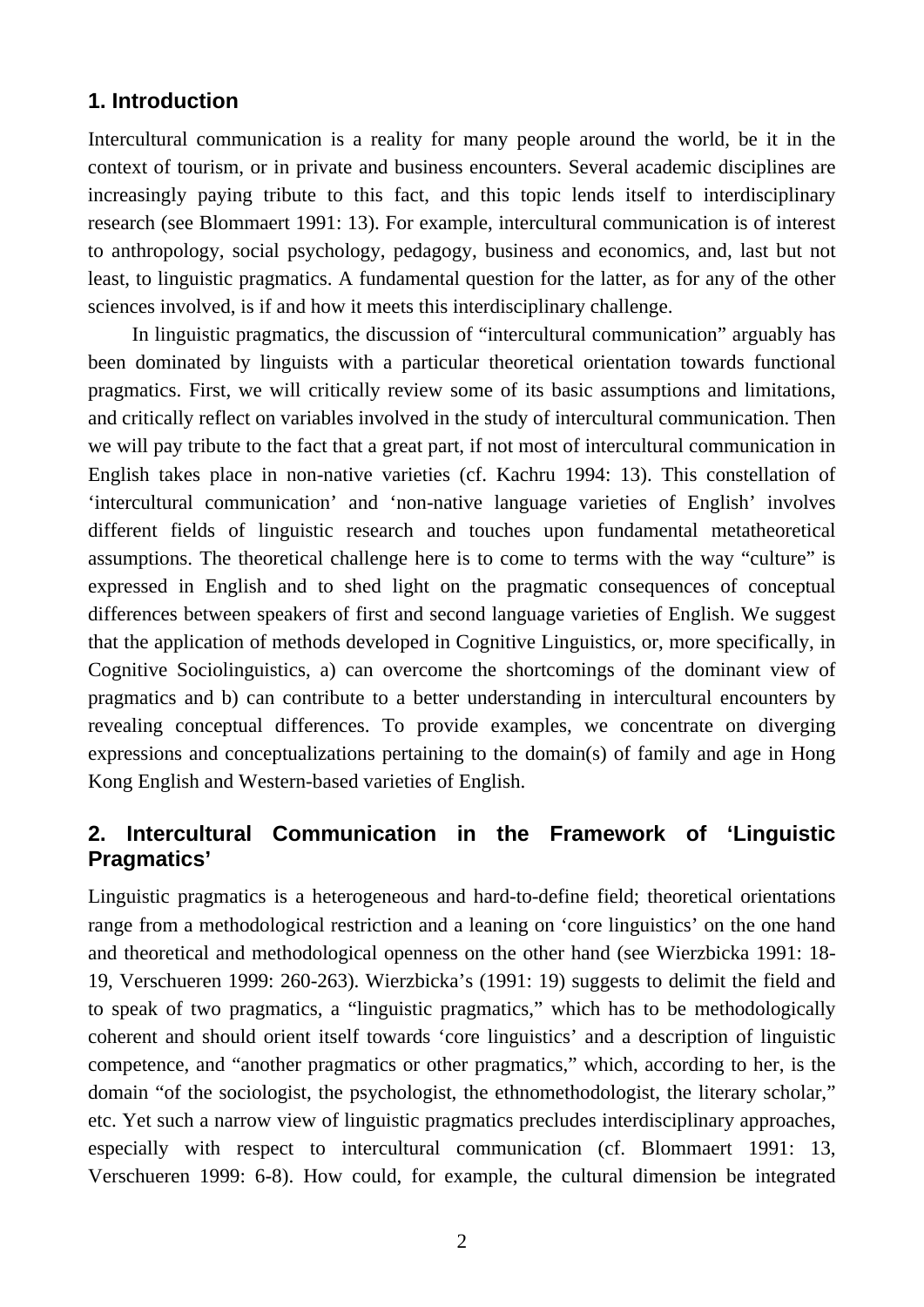## 1. Introduction

Intercultural communication is a reality for many people around the world, be it in the context of tourism, or in private and business encounters. Several academic disciplines are increasingly paying tribute to this fact, and this topic lends itself to interdisciplinary research (see Blommaert 1991: 13). For example, intercultural communication is of interest to anthropology, social psychology, pedagogy, business and economics, and, last but not least, to linguistic pragmatics. A fundamental question for the latter, as for any of the other sciences involved, is if and how it meets this interdisciplinary challenge.

In linguistic pragmatics, the discussion of "intercultural communication" arguably has been dominated by linguists with a particular theoretical orientation towards functional pragmatics. First, we will critically review some of its basic assumptions and limitations, and critically reflect on variables involved in the study of intercultural communication. Then we will pay tribute to the fact that a great part, if not most of intercultural communication in English takes place in non-native varieties (cf. Kachru 1994: 13). This constellation of 'intercultural communication' and 'non-native language varieties of English' involves different fields of linguistic research and touches upon fundamental metatheoretical assumptions. The theoretical challenge here is to come to terms with the way "culture" is expressed in English and to shed light on the pragmatic consequences of conceptual differences between speakers of first and second language varieties of English. We suggest that the application of methods developed in Cognitive Linguistics, or, more specifically, in Cognitive Sociolinguistics, a) can overcome the shortcomings of the dominant view of pragmatics and b) can contribute to a better understanding in intercultural encounters by revealing conceptual differences. To provide examples, we concentrate on diverging expressions and conceptualizations pertaining to the domain(s) of family and age in Hong Kong English and Western-based varieties of English.

## 2. Intercultural Communication in the Framework of 'Linguistic Pragmatics'

Linguistic pragmatics is a heterogeneous and hard-to-define field; theoretical orientations range from a methodological restriction and a leaning on 'core linguistics' on the one hand and theoretical and methodological openness on the other hand (see Wierzbicka 1991: 18-19, Verschueren 1999: 260-263). Wierzbicka's (1991: 19) suggests to delimit the field and to speak of two pragmatics, a "linguistic pragmatics," which has to be methodologically coherent and should orient itself towards 'core linguistics' and a description of linguistic competence, and "another pragmatics or other pragmatics," which, according to her, is the domain "of the sociologist, the psychologist, the ethnomethodologist, the literary scholar," etc. Yet such a narrow view of linguistic pragmatics precludes interdisciplinary approaches, especially with respect to intercultural communication (cf. Blommaert 1991: 13, Verschueren 1999: 6-8). How could, for example, the cultural dimension be integrated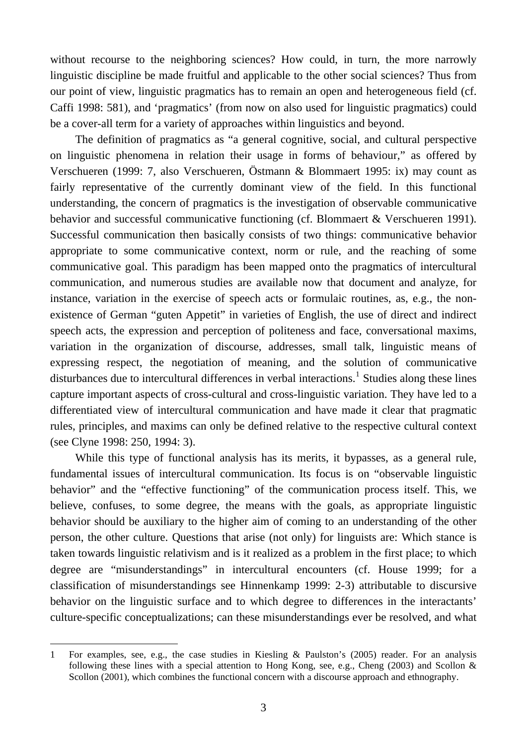without recourse to the neighboring sciences? How could, in turn, the more narrowly linguistic discipline be made fruitful and applicable to the other social sciences? Thus from our point of view, linguistic pragmatics has to remain an open and heterogeneous field (cf. Caffi 1998: 581), and 'pragmatics' (from now on also used for linguistic pragmatics) could be a cover-all term for a variety of approaches within linguistics and beyond.

The definition of pragmatics as "a general cognitive, social, and cultural perspective on linguistic phenomena in relation their usage in forms of behaviour," as offered by Verschueren (1999: 7, also Verschueren, Östmann & Blommaert 1995: ix) may count as fairly representative of the currently dominant view of the field. In this functional understanding, the concern of pragmatics is the investigation of observable communicative behavior and successful communicative functioning (cf. Blommaert & Verschueren 1991). Successful communication then basically consists of two things: communicative behavior appropriate to some communicative context, norm or rule, and the reaching of some communicative goal. This paradigm has been mapped onto the pragmatics of intercultural communication, and numerous studies are available now that document and analyze, for instance, variation in the exercise of speech acts or formulaic routines, as, e.g., the non-existence of German "guten Appetit" in varieties of English, the use of direct and indirect speech acts, the expression and perception of politeness and face, conversational maxims, variation in the organization of discourse, addresses, small talk, linguistic means of expressing respect, the negotiation of meaning, and the solution of communicative disturbances due to intercultural differences in verbal interactions.[1] Studies along these lines capture important aspects of cross-cultural and cross-linguistic variation. They have led to a differentiated view of intercultural communication and have made it clear that pragmatic rules, principles, and maxims can only be defined relative to the respective cultural context (see Clyne 1998: 250, 1994: 3).

While this type of functional analysis has its merits, it bypasses, as a general rule, fundamental issues of intercultural communication. Its focus is on "observable linguistic behavior" and the "effective functioning" of the communication process itself. This, we believe, confuses, to some degree, the means with the goals, as appropriate linguistic behavior should be auxiliary to the higher aim of coming to an understanding of the other person, the other culture. Questions that arise (not only) for linguists are: Which stance is taken towards linguistic relativism and is it realized as a problem in the first place; to which degree are "misunderstandings" in intercultural encounters (cf. House 1999; for a classification of misunderstandings see Hinnenkamp 1999: 2-3) attributable to discursive behavior on the linguistic surface and to which degree to differences in the interactants' culture-specific conceptualizations; can these misunderstandings ever be resolved, and what

---

1 For examples, see, e.g., the case studies in Kiesling & Paulston's (2005) reader. For an analysis following these lines with a special attention to Hong Kong, see, e.g., Cheng (2003) and Scollon & Scollon (2001), which combines the functional concern with a discourse approach and ethnography.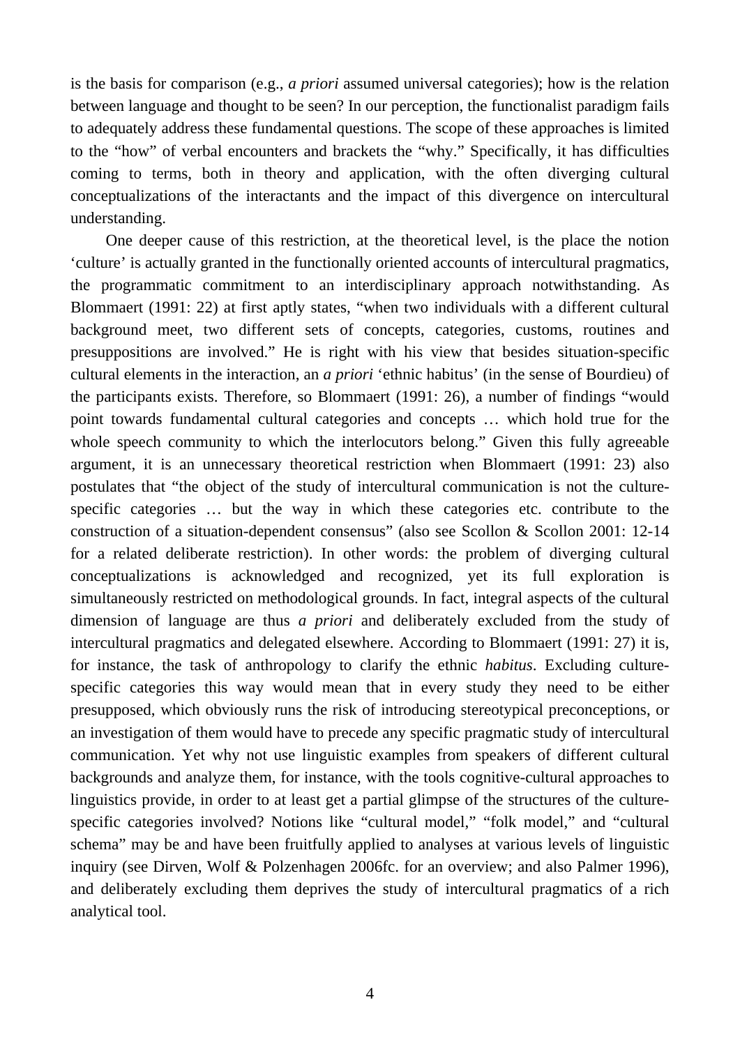is the basis for comparison (e.g., *a priori* assumed universal categories); how is the relation between language and thought to be seen? In our perception, the functionalist paradigm fails to adequately address these fundamental questions. The scope of these approaches is limited to the "how" of verbal encounters and brackets the "why." Specifically, it has difficulties coming to terms, both in theory and application, with the often diverging cultural conceptualizations of the interactants and the impact of this divergence on intercultural understanding.

One deeper cause of this restriction, at the theoretical level, is the place the notion 'culture' is actually granted in the functionally oriented accounts of intercultural pragmatics, the programmatic commitment to an interdisciplinary approach notwithstanding. As Blommaert (1991: 22) at first aptly states, "when two individuals with a different cultural background meet, two different sets of concepts, categories, customs, routines and presuppositions are involved." He is right with his view that besides situation-specific cultural elements in the interaction, an *a priori* 'ethnic habitus' (in the sense of Bourdieu) of the participants exists. Therefore, so Blommaert (1991: 26), a number of findings "would point towards fundamental cultural categories and concepts … which hold true for the whole speech community to which the interlocutors belong." Given this fully agreeable argument, it is an unnecessary theoretical restriction when Blommaert (1991: 23) also postulates that "the object of the study of intercultural communication is not the culture-specific categories … but the way in which these categories etc. contribute to the construction of a situation-dependent consensus" (also see Scollon & Scollon 2001: 12-14 for a related deliberate restriction). In other words: the problem of diverging cultural conceptualizations is acknowledged and recognized, yet its full exploration is simultaneously restricted on methodological grounds. In fact, integral aspects of the cultural dimension of language are thus *a priori* and deliberately excluded from the study of intercultural pragmatics and delegated elsewhere. According to Blommaert (1991: 27) it is, for instance, the task of anthropology to clarify the ethnic *habitus*. Excluding culture-specific categories this way would mean that in every study they need to be either presupposed, which obviously runs the risk of introducing stereotypical preconceptions, or an investigation of them would have to precede any specific pragmatic study of intercultural communication. Yet why not use linguistic examples from speakers of different cultural backgrounds and analyze them, for instance, with the tools cognitive-cultural approaches to linguistics provide, in order to at least get a partial glimpse of the structures of the culture-specific categories involved? Notions like "cultural model," "folk model," and "cultural schema" may be and have been fruitfully applied to analyses at various levels of linguistic inquiry (see Dirven, Wolf & Polzenhagen 2006fc. for an overview; and also Palmer 1996), and deliberately excluding them deprives the study of intercultural pragmatics of a rich analytical tool.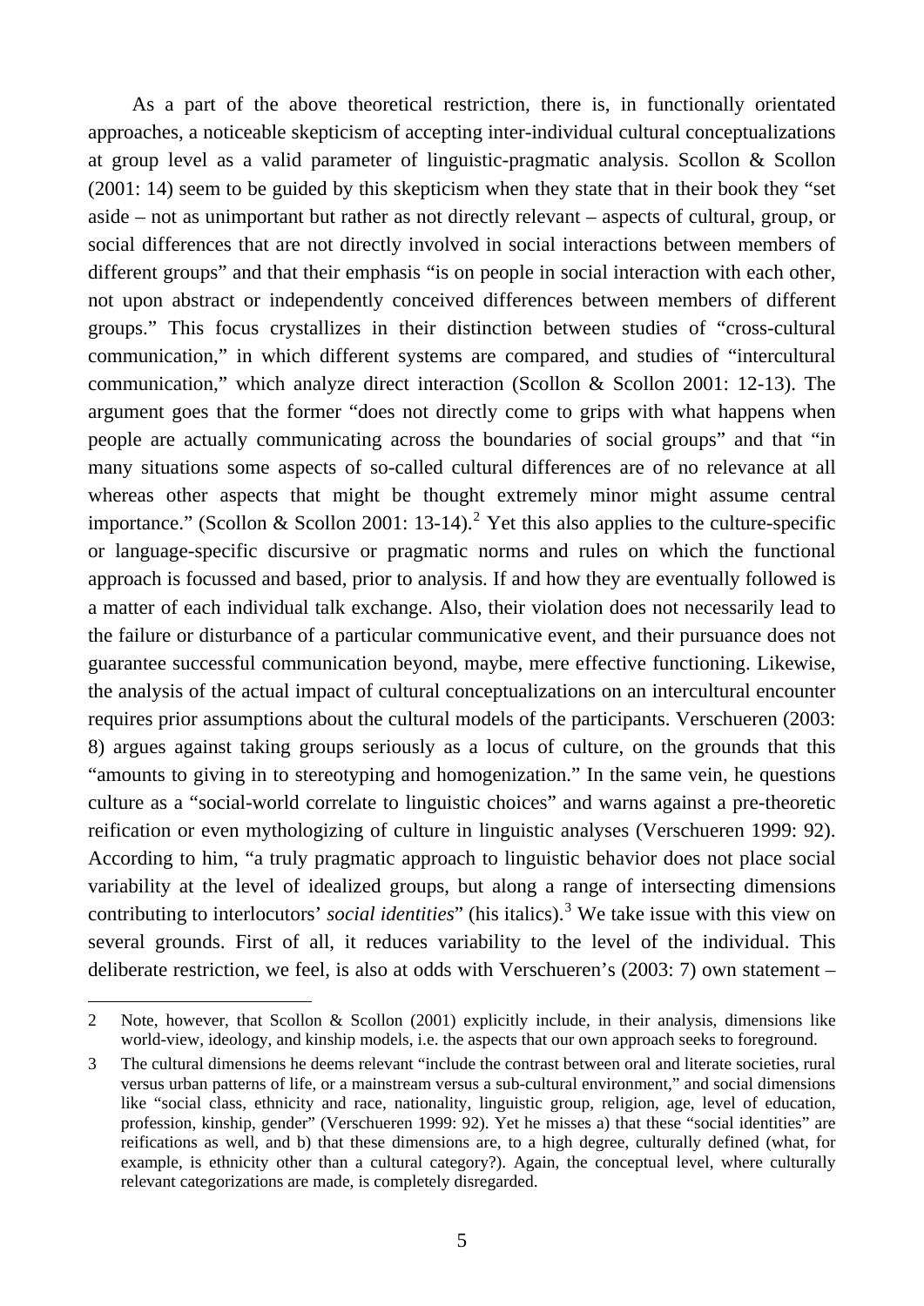As a part of the above theoretical restriction, there is, in functionally orientated approaches, a noticeable skepticism of accepting inter-individual cultural conceptualizations at group level as a valid parameter of linguistic-pragmatic analysis. Scollon & Scollon (2001: 14) seem to be guided by this skepticism when they state that in their book they "set aside – not as unimportant but rather as not directly relevant – aspects of cultural, group, or social differences that are not directly involved in social interactions between members of different groups" and that their emphasis "is on people in social interaction with each other, not upon abstract or independently conceived differences between members of different groups." This focus crystallizes in their distinction between studies of "cross-cultural communication," in which different systems are compared, and studies of "intercultural communication," which analyze direct interaction (Scollon & Scollon 2001: 12-13). The argument goes that the former "does not directly come to grips with what happens when people are actually communicating across the boundaries of social groups" and that "in many situations some aspects of so-called cultural differences are of no relevance at all whereas other aspects that might be thought extremely minor might assume central importance." (Scollon & Scollon 2001: 13-14).[2] Yet this also applies to the culture-specific or language-specific discursive or pragmatic norms and rules on which the functional approach is focussed and based, prior to analysis. If and how they are eventually followed is a matter of each individual talk exchange. Also, their violation does not necessarily lead to the failure or disturbance of a particular communicative event, and their pursuance does not guarantee successful communication beyond, maybe, mere effective functioning. Likewise, the analysis of the actual impact of cultural conceptualizations on an intercultural encounter requires prior assumptions about the cultural models of the participants. Verschueren (2003: 8) argues against taking groups seriously as a locus of culture, on the grounds that this "amounts to giving in to stereotyping and homogenization." In the same vein, he questions culture as a "social-world correlate to linguistic choices" and warns against a pre-theoretic reification or even mythologizing of culture in linguistic analyses (Verschueren 1999: 92). According to him, "a truly pragmatic approach to linguistic behavior does not place social variability at the level of idealized groups, but along a range of intersecting dimensions contributing to interlocutors' *social identities*" (his italics).[3] We take issue with this view on several grounds. First of all, it reduces variability to the level of the individual. This deliberate restriction, we feel, is also at odds with Verschueren's (2003: 7) own statement –

---

2 Note, however, that Scollon & Scollon (2001) explicitly include, in their analysis, dimensions like world-view, ideology, and kinship models, i.e. the aspects that our own approach seeks to foreground.

3 The cultural dimensions he deems relevant "include the contrast between oral and literate societies, rural versus urban patterns of life, or a mainstream versus a sub-cultural environment," and social dimensions like "social class, ethnicity and race, nationality, linguistic group, religion, age, level of education, profession, kinship, gender" (Verschueren 1999: 92). Yet he misses a) that these "social identities" are reifications as well, and b) that these dimensions are, to a high degree, culturally defined (what, for example, is ethnicity other than a cultural category?). Again, the conceptual level, where culturally relevant categorizations are made, is completely disregarded.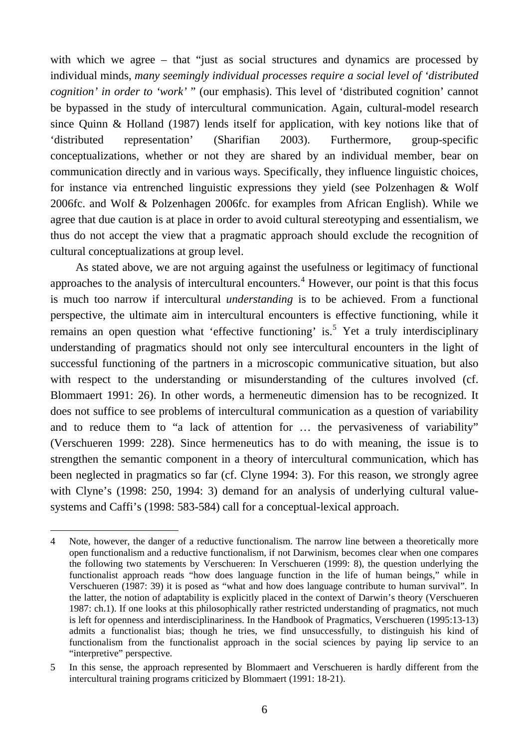with which we agree – that "just as social structures and dynamics are processed by individual minds, *many seemingly individual processes require a social level of 'distributed cognition' in order to 'work'* " (our emphasis). This level of 'distributed cognition' cannot be bypassed in the study of intercultural communication. Again, cultural-model research since Quinn & Holland (1987) lends itself for application, with key notions like that of 'distributed representation' (Sharifian 2003). Furthermore, group-specific conceptualizations, whether or not they are shared by an individual member, bear on communication directly and in various ways. Specifically, they influence linguistic choices, for instance via entrenched linguistic expressions they yield (see Polzenhagen & Wolf 2006fc. and Wolf & Polzenhagen 2006fc. for examples from African English). While we agree that due caution is at place in order to avoid cultural stereotyping and essentialism, we thus do not accept the view that a pragmatic approach should exclude the recognition of cultural conceptualizations at group level.

As stated above, we are not arguing against the usefulness or legitimacy of functional approaches to the analysis of intercultural encounters.[4] However, our point is that this focus is much too narrow if intercultural *understanding* is to be achieved. From a functional perspective, the ultimate aim in intercultural encounters is effective functioning, while it remains an open question what 'effective functioning' is.[5] Yet a truly interdisciplinary understanding of pragmatics should not only see intercultural encounters in the light of successful functioning of the partners in a microscopic communicative situation, but also with respect to the understanding or misunderstanding of the cultures involved (cf. Blommaert 1991: 26). In other words, a hermeneutic dimension has to be recognized. It does not suffice to see problems of intercultural communication as a question of variability and to reduce them to "a lack of attention for … the pervasiveness of variability" (Verschueren 1999: 228). Since hermeneutics has to do with meaning, the issue is to strengthen the semantic component in a theory of intercultural communication, which has been neglected in pragmatics so far (cf. Clyne 1994: 3). For this reason, we strongly agree with Clyne's (1998: 250, 1994: 3) demand for an analysis of underlying cultural value-systems and Caffi's (1998: 583-584) call for a conceptual-lexical approach.

---

4 Note, however, the danger of a reductive functionalism. The narrow line between a theoretically more open functionalism and a reductive functionalism, if not Darwinism, becomes clear when one compares the following two statements by Verschueren: In Verschueren (1999: 8), the question underlying the functionalist approach reads "how does language function in the life of human beings," while in Verschueren (1987: 39) it is posed as "what and how does language contribute to human survival". In the latter, the notion of adaptability is explicitly placed in the context of Darwin's theory (Verschueren 1987: ch.1). If one looks at this philosophically rather restricted understanding of pragmatics, not much is left for openness and interdisciplinariness. In the Handbook of Pragmatics, Verschueren (1995:13-13) admits a functionalist bias; though he tries, we find unsuccessfully, to distinguish his kind of functionalism from the functionalist approach in the social sciences by paying lip service to an "interpretive" perspective.

5 In this sense, the approach represented by Blommaert and Verschueren is hardly different from the intercultural training programs criticized by Blommaert (1991: 18-21).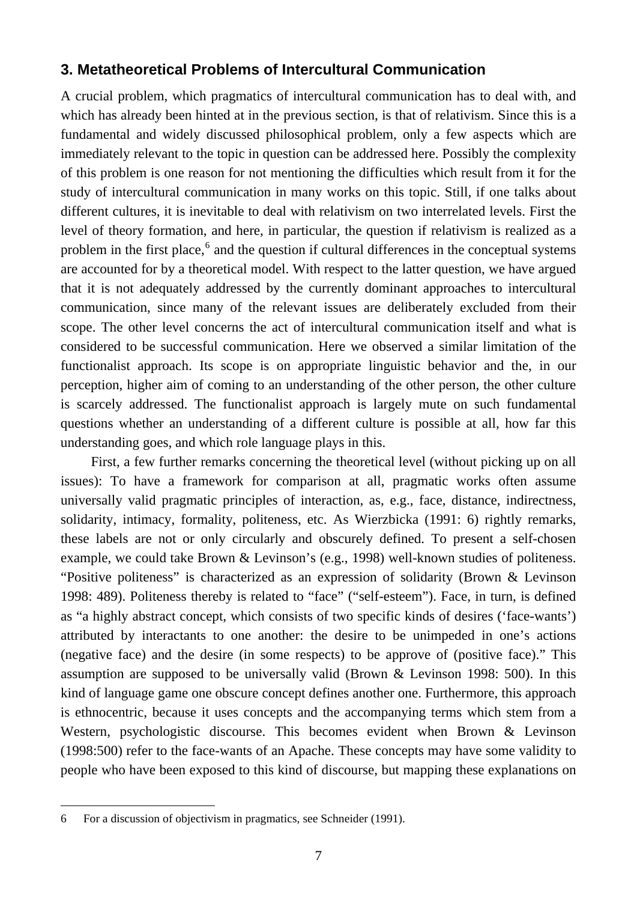## 3. Metatheoretical Problems of Intercultural Communication

A crucial problem, which pragmatics of intercultural communication has to deal with, and which has already been hinted at in the previous section, is that of relativism. Since this is a fundamental and widely discussed philosophical problem, only a few aspects which are immediately relevant to the topic in question can be addressed here. Possibly the complexity of this problem is one reason for not mentioning the difficulties which result from it for the study of intercultural communication in many works on this topic. Still, if one talks about different cultures, it is inevitable to deal with relativism on two interrelated levels. First the level of theory formation, and here, in particular, the question if relativism is realized as a problem in the first place,[6] and the question if cultural differences in the conceptual systems are accounted for by a theoretical model. With respect to the latter question, we have argued that it is not adequately addressed by the currently dominant approaches to intercultural communication, since many of the relevant issues are deliberately excluded from their scope. The other level concerns the act of intercultural communication itself and what is considered to be successful communication. Here we observed a similar limitation of the functionalist approach. Its scope is on appropriate linguistic behavior and the, in our perception, higher aim of coming to an understanding of the other person, the other culture is scarcely addressed. The functionalist approach is largely mute on such fundamental questions whether an understanding of a different culture is possible at all, how far this understanding goes, and which role language plays in this.

First, a few further remarks concerning the theoretical level (without picking up on all issues): To have a framework for comparison at all, pragmatic works often assume universally valid pragmatic principles of interaction, as, e.g., face, distance, indirectness, solidarity, intimacy, formality, politeness, etc. As Wierzbicka (1991: 6) rightly remarks, these labels are not or only circularly and obscurely defined. To present a self-chosen example, we could take Brown & Levinson's (e.g., 1998) well-known studies of politeness. "Positive politeness" is characterized as an expression of solidarity (Brown & Levinson 1998: 489). Politeness thereby is related to "face" ("self-esteem"). Face, in turn, is defined as "a highly abstract concept, which consists of two specific kinds of desires ('face-wants') attributed by interactants to one another: the desire to be unimpeded in one's actions (negative face) and the desire (in some respects) to be approve of (positive face)." This assumption are supposed to be universally valid (Brown & Levinson 1998: 500). In this kind of language game one obscure concept defines another one. Furthermore, this approach is ethnocentric, because it uses concepts and the accompanying terms which stem from a Western, psychologistic discourse. This becomes evident when Brown & Levinson (1998:500) refer to the face-wants of an Apache. These concepts may have some validity to people who have been exposed to this kind of discourse, but mapping these explanations on

---

6 For a discussion of objectivism in pragmatics, see Schneider (1991).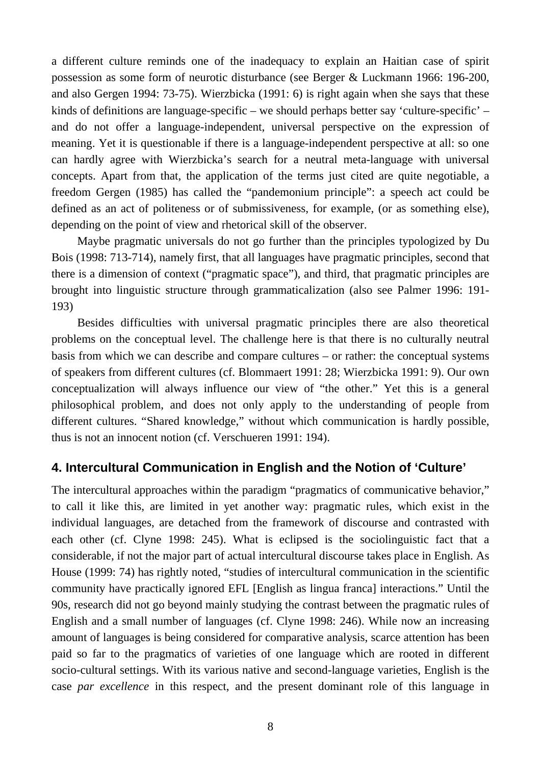a different culture reminds one of the inadequacy to explain an Haitian case of spirit possession as some form of neurotic disturbance (see Berger & Luckmann 1966: 196-200, and also Gergen 1994: 73-75). Wierzbicka (1991: 6) is right again when she says that these kinds of definitions are language-specific – we should perhaps better say 'culture-specific' – and do not offer a language-independent, universal perspective on the expression of meaning. Yet it is questionable if there is a language-independent perspective at all: so one can hardly agree with Wierzbicka's search for a neutral meta-language with universal concepts. Apart from that, the application of the terms just cited are quite negotiable, a freedom Gergen (1985) has called the "pandemonium principle": a speech act could be defined as an act of politeness or of submissiveness, for example, (or as something else), depending on the point of view and rhetorical skill of the observer.

Maybe pragmatic universals do not go further than the principles typologized by Du Bois (1998: 713-714), namely first, that all languages have pragmatic principles, second that there is a dimension of context ("pragmatic space"), and third, that pragmatic principles are brought into linguistic structure through grammaticalization (also see Palmer 1996: 191-193)

Besides difficulties with universal pragmatic principles there are also theoretical problems on the conceptual level. The challenge here is that there is no culturally neutral basis from which we can describe and compare cultures – or rather: the conceptual systems of speakers from different cultures (cf. Blommaert 1991: 28; Wierzbicka 1991: 9). Our own conceptualization will always influence our view of "the other." Yet this is a general philosophical problem, and does not only apply to the understanding of people from different cultures. "Shared knowledge," without which communication is hardly possible, thus is not an innocent notion (cf. Verschueren 1991: 194).

## 4. Intercultural Communication in English and the Notion of 'Culture'

The intercultural approaches within the paradigm "pragmatics of communicative behavior," to call it like this, are limited in yet another way: pragmatic rules, which exist in the individual languages, are detached from the framework of discourse and contrasted with each other (cf. Clyne 1998: 245). What is eclipsed is the sociolinguistic fact that a considerable, if not the major part of actual intercultural discourse takes place in English. As House (1999: 74) has rightly noted, "studies of intercultural communication in the scientific community have practically ignored EFL [English as lingua franca] interactions." Until the 90s, research did not go beyond mainly studying the contrast between the pragmatic rules of English and a small number of languages (cf. Clyne 1998: 246). While now an increasing amount of languages is being considered for comparative analysis, scarce attention has been paid so far to the pragmatics of varieties of one language which are rooted in different socio-cultural settings. With its various native and second-language varieties, English is the case *par excellence* in this respect, and the present dominant role of this language in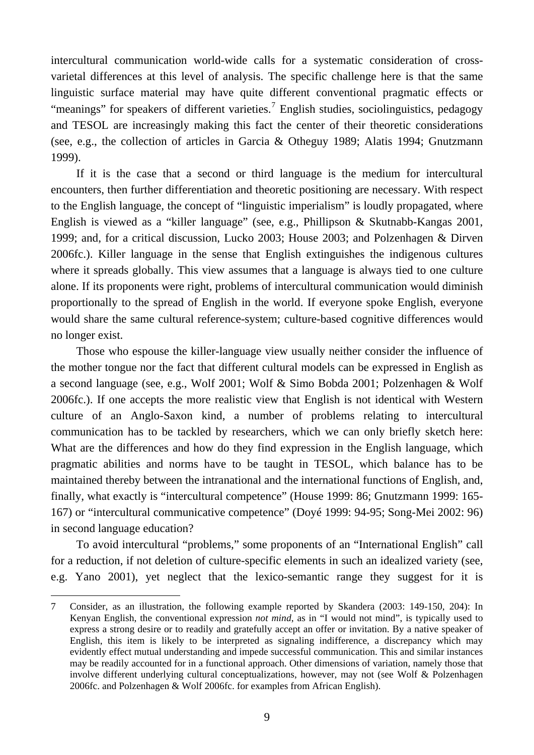intercultural communication world-wide calls for a systematic consideration of cross-varietal differences at this level of analysis. The specific challenge here is that the same linguistic surface material may have quite different conventional pragmatic effects or "meanings" for speakers of different varieties.[7] English studies, sociolinguistics, pedagogy and TESOL are increasingly making this fact the center of their theoretic considerations (see, e.g., the collection of articles in Garcia & Otheguy 1989; Alatis 1994; Gnutzmann 1999).

If it is the case that a second or third language is the medium for intercultural encounters, then further differentiation and theoretic positioning are necessary. With respect to the English language, the concept of "linguistic imperialism" is loudly propagated, where English is viewed as a "killer language" (see, e.g., Phillipson & Skutnabb-Kangas 2001, 1999; and, for a critical discussion, Lucko 2003; House 2003; and Polzenhagen & Dirven 2006fc.). Killer language in the sense that English extinguishes the indigenous cultures where it spreads globally. This view assumes that a language is always tied to one culture alone. If its proponents were right, problems of intercultural communication would diminish proportionally to the spread of English in the world. If everyone spoke English, everyone would share the same cultural reference-system; culture-based cognitive differences would no longer exist.

Those who espouse the killer-language view usually neither consider the influence of the mother tongue nor the fact that different cultural models can be expressed in English as a second language (see, e.g., Wolf 2001; Wolf & Simo Bobda 2001; Polzenhagen & Wolf 2006fc.). If one accepts the more realistic view that English is not identical with Western culture of an Anglo-Saxon kind, a number of problems relating to intercultural communication has to be tackled by researchers, which we can only briefly sketch here: What are the differences and how do they find expression in the English language, which pragmatic abilities and norms have to be taught in TESOL, which balance has to be maintained thereby between the intranational and the international functions of English, and, finally, what exactly is "intercultural competence" (House 1999: 86; Gnutzmann 1999: 165-167) or "intercultural communicative competence" (Doyé 1999: 94-95; Song-Mei 2002: 96) in second language education?

To avoid intercultural "problems," some proponents of an "International English" call for a reduction, if not deletion of culture-specific elements in such an idealized variety (see, e.g. Yano 2001), yet neglect that the lexico-semantic range they suggest for it is

---

7 Consider, as an illustration, the following example reported by Skandera (2003: 149-150, 204): In Kenyan English, the conventional expression *not mind*, as in "I would not mind", is typically used to express a strong desire or to readily and gratefully accept an offer or invitation. By a native speaker of English, this item is likely to be interpreted as signaling indifference, a discrepancy which may evidently effect mutual understanding and impede successful communication. This and similar instances may be readily accounted for in a functional approach. Other dimensions of variation, namely those that involve different underlying cultural conceptualizations, however, may not (see Wolf & Polzenhagen 2006fc. and Polzenhagen & Wolf 2006fc. for examples from African English).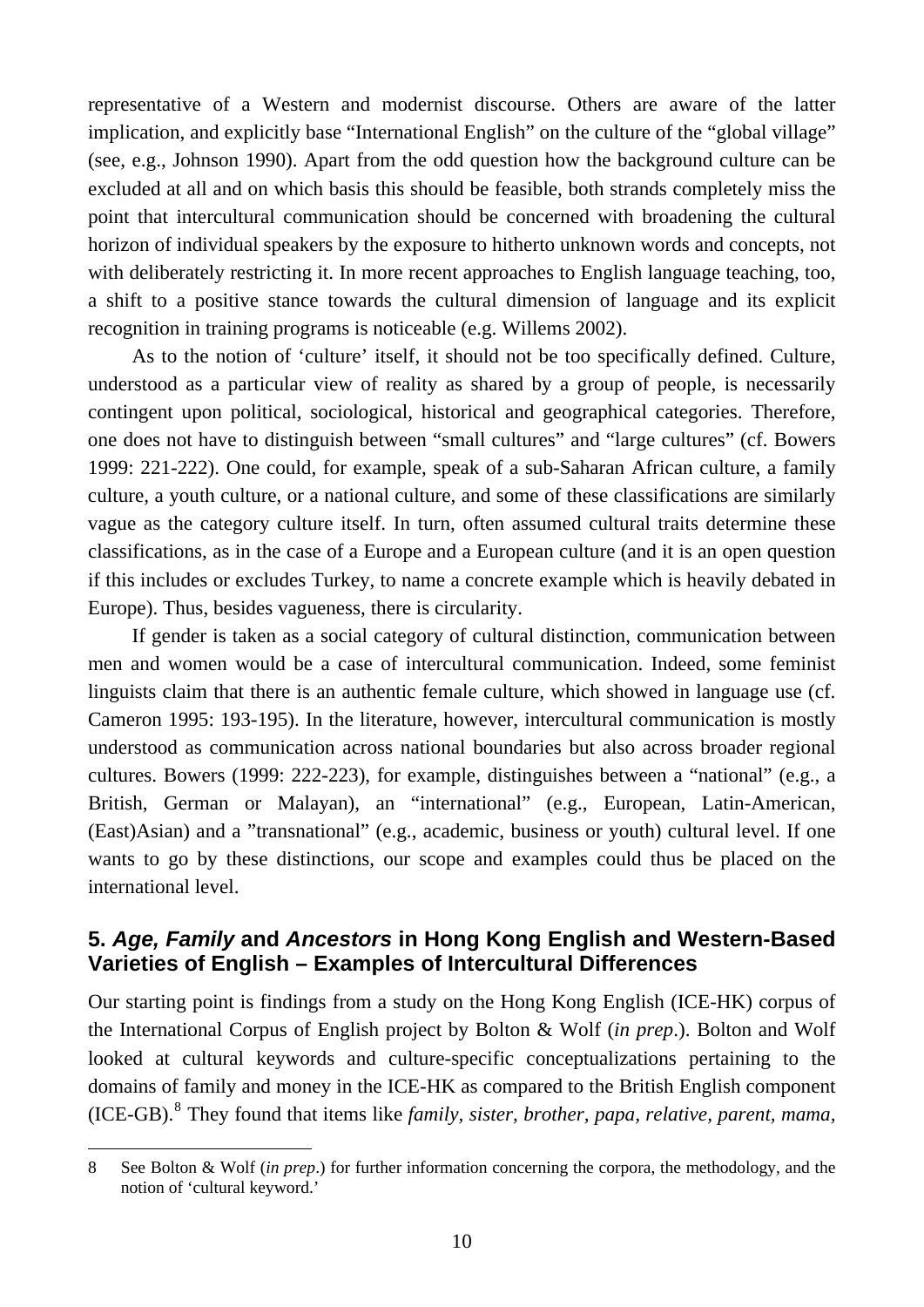representative of a Western and modernist discourse. Others are aware of the latter implication, and explicitly base "International English" on the culture of the "global village" (see, e.g., Johnson 1990). Apart from the odd question how the background culture can be excluded at all and on which basis this should be feasible, both strands completely miss the point that intercultural communication should be concerned with broadening the cultural horizon of individual speakers by the exposure to hitherto unknown words and concepts, not with deliberately restricting it. In more recent approaches to English language teaching, too, a shift to a positive stance towards the cultural dimension of language and its explicit recognition in training programs is noticeable (e.g. Willems 2002).

As to the notion of 'culture' itself, it should not be too specifically defined. Culture, understood as a particular view of reality as shared by a group of people, is necessarily contingent upon political, sociological, historical and geographical categories. Therefore, one does not have to distinguish between "small cultures" and "large cultures" (cf. Bowers 1999: 221-222). One could, for example, speak of a sub-Saharan African culture, a family culture, a youth culture, or a national culture, and some of these classifications are similarly vague as the category culture itself. In turn, often assumed cultural traits determine these classifications, as in the case of a Europe and a European culture (and it is an open question if this includes or excludes Turkey, to name a concrete example which is heavily debated in Europe). Thus, besides vagueness, there is circularity.

If gender is taken as a social category of cultural distinction, communication between men and women would be a case of intercultural communication. Indeed, some feminist linguists claim that there is an authentic female culture, which showed in language use (cf. Cameron 1995: 193-195). In the literature, however, intercultural communication is mostly understood as communication across national boundaries but also across broader regional cultures. Bowers (1999: 222-223), for example, distinguishes between a "national" (e.g., a British, German or Malayan), an "international" (e.g., European, Latin-American, (East)Asian) and a "transnational" (e.g., academic, business or youth) cultural level. If one wants to go by these distinctions, our scope and examples could thus be placed on the international level.

## 5. *Age, Family* and *Ancestors* in Hong Kong English and Western-Based Varieties of English – Examples of Intercultural Differences

Our starting point is findings from a study on the Hong Kong English (ICE-HK) corpus of the International Corpus of English project by Bolton & Wolf (*in prep*.). Bolton and Wolf looked at cultural keywords and culture-specific conceptualizations pertaining to the domains of family and money in the ICE-HK as compared to the British English component (ICE-GB).[8] They found that items like *family, sister, brother, papa, relative, parent, mama,*

8 See Bolton & Wolf (*in prep*.) for further information concerning the corpora, the methodology, and the notion of 'cultural keyword.'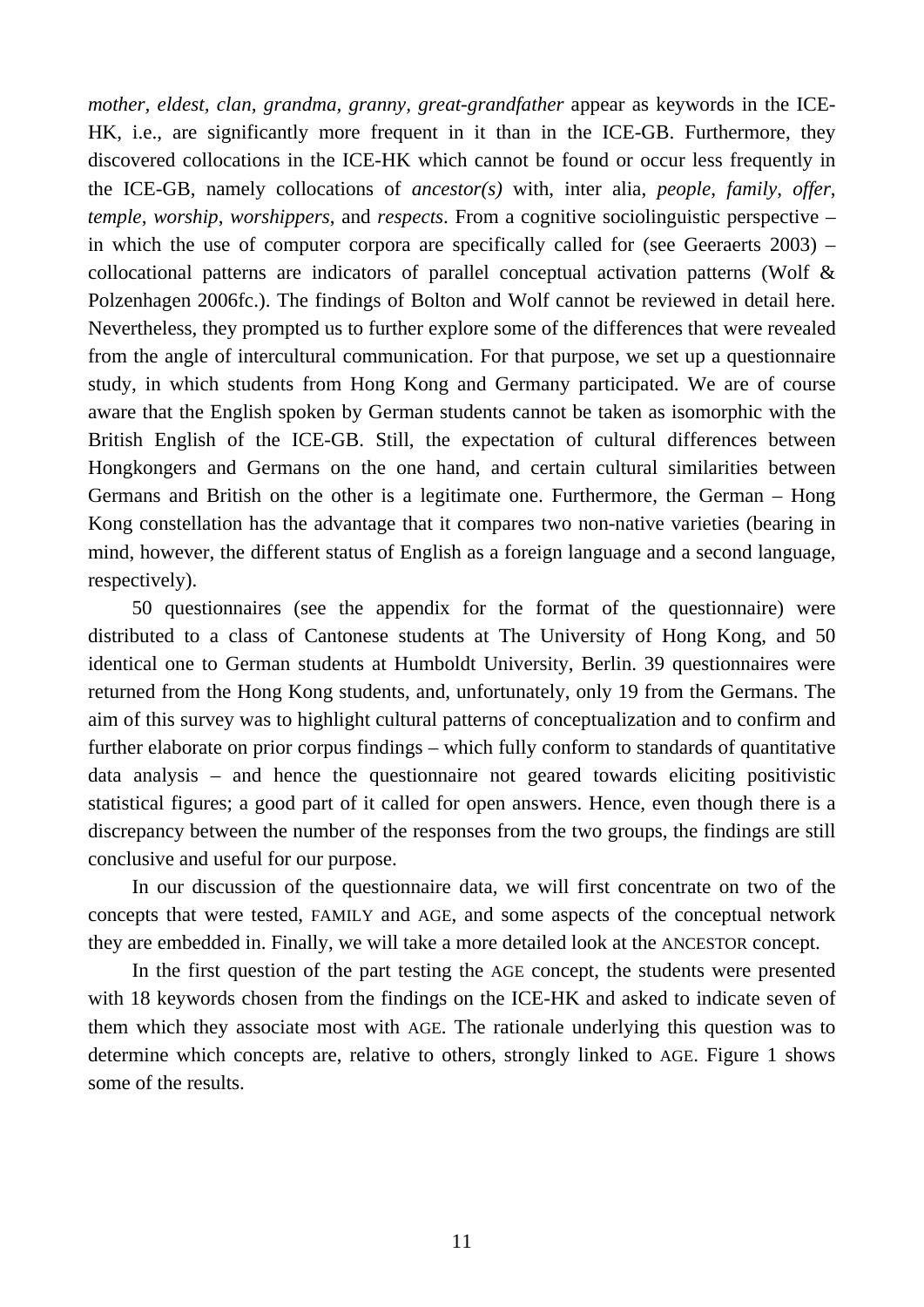*mother*, *eldest*, *clan*, *grandma*, *granny*, *great-grandfather* appear as keywords in the ICE-HK, i.e., are significantly more frequent in it than in the ICE-GB. Furthermore, they discovered collocations in the ICE-HK which cannot be found or occur less frequently in the ICE-GB, namely collocations of *ancestor(s)* with, inter alia, *people*, *family*, *offer*, *temple*, *worship*, *worshippers*, and *respects*. From a cognitive sociolinguistic perspective – in which the use of computer corpora are specifically called for (see Geeraerts 2003) – collocational patterns are indicators of parallel conceptual activation patterns (Wolf & Polzenhagen 2006fc.). The findings of Bolton and Wolf cannot be reviewed in detail here. Nevertheless, they prompted us to further explore some of the differences that were revealed from the angle of intercultural communication. For that purpose, we set up a questionnaire study, in which students from Hong Kong and Germany participated. We are of course aware that the English spoken by German students cannot be taken as isomorphic with the British English of the ICE-GB. Still, the expectation of cultural differences between Hongkongers and Germans on the one hand, and certain cultural similarities between Germans and British on the other is a legitimate one. Furthermore, the German – Hong Kong constellation has the advantage that it compares two non-native varieties (bearing in mind, however, the different status of English as a foreign language and a second language, respectively).

50 questionnaires (see the appendix for the format of the questionnaire) were distributed to a class of Cantonese students at The University of Hong Kong, and 50 identical one to German students at Humboldt University, Berlin. 39 questionnaires were returned from the Hong Kong students, and, unfortunately, only 19 from the Germans. The aim of this survey was to highlight cultural patterns of conceptualization and to confirm and further elaborate on prior corpus findings – which fully conform to standards of quantitative data analysis – and hence the questionnaire not geared towards eliciting positivistic statistical figures; a good part of it called for open answers. Hence, even though there is a discrepancy between the number of the responses from the two groups, the findings are still conclusive and useful for our purpose.

In our discussion of the questionnaire data, we will first concentrate on two of the concepts that were tested, FAMILY and AGE, and some aspects of the conceptual network they are embedded in. Finally, we will take a more detailed look at the ANCESTOR concept.

In the first question of the part testing the AGE concept, the students were presented with 18 keywords chosen from the findings on the ICE-HK and asked to indicate seven of them which they associate most with AGE. The rationale underlying this question was to determine which concepts are, relative to others, strongly linked to AGE. Figure 1 shows some of the results.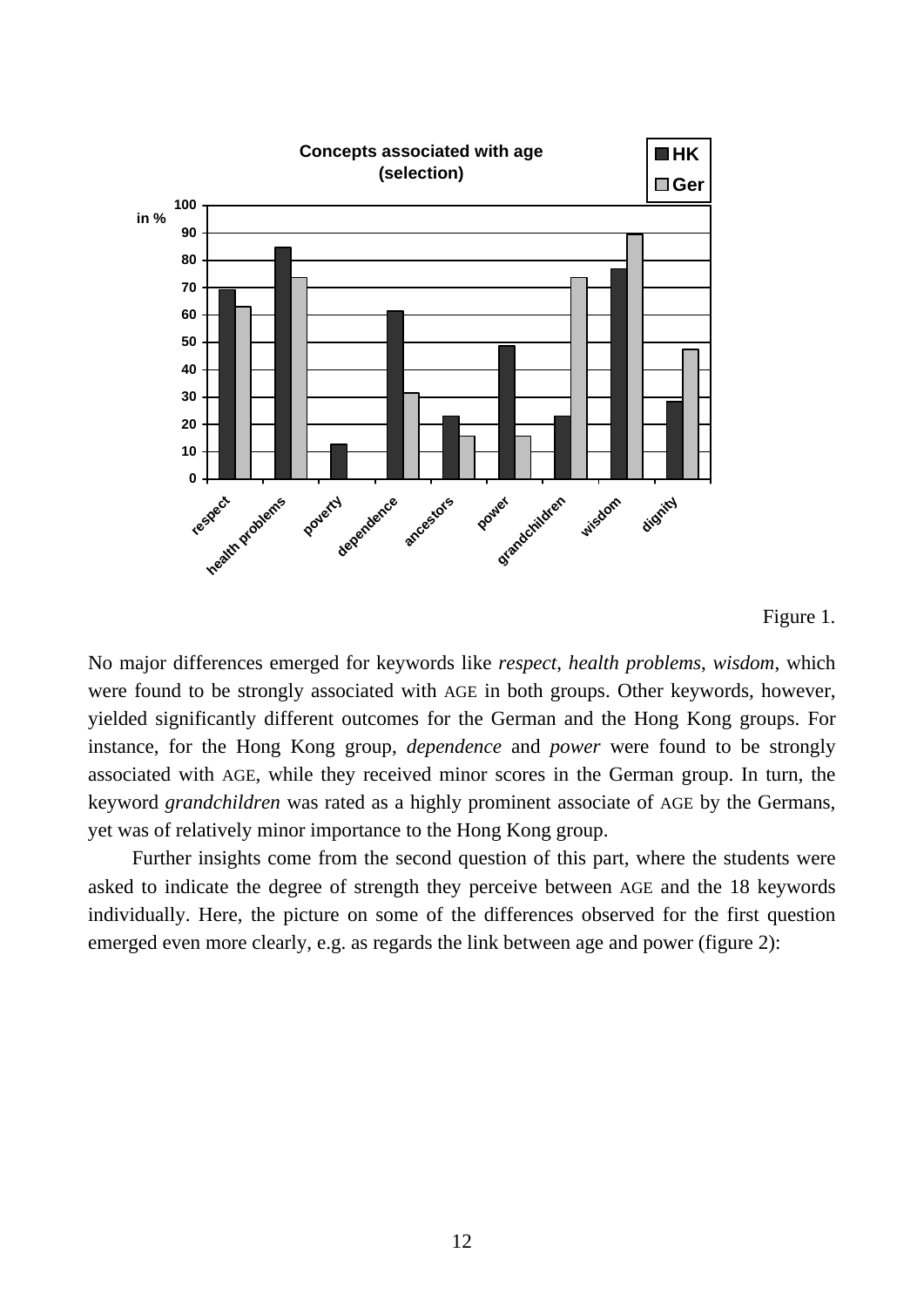**Concepts associated with age (selection)**

| in % | respect | health problems | poverty | dependence | ancestors | power | grandchildren | wisdom | dignity |
|---|---|---|---|---|---|---|---|---|---|
| HK | 69 | 85 | 13 | 61 | 23 | 49 | 23 | 77 | 28 |
| Ger | 63 | 74 | 0 | 31 | 16 | 16 | 74 | 89 | 47 |

Figure 1.

No major differences emerged for keywords like *respect*, *health problems*, *wisdom*, which were found to be strongly associated with AGE in both groups. Other keywords, however, yielded significantly different outcomes for the German and the Hong Kong groups. For instance, for the Hong Kong group, *dependence* and *power* were found to be strongly associated with AGE, while they received minor scores in the German group. In turn, the keyword *grandchildren* was rated as a highly prominent associate of AGE by the Germans, yet was of relatively minor importance to the Hong Kong group.

Further insights come from the second question of this part, where the students were asked to indicate the degree of strength they perceive between AGE and the 18 keywords individually. Here, the picture on some of the differences observed for the first question emerged even more clearly, e.g. as regards the link between age and power (figure 2):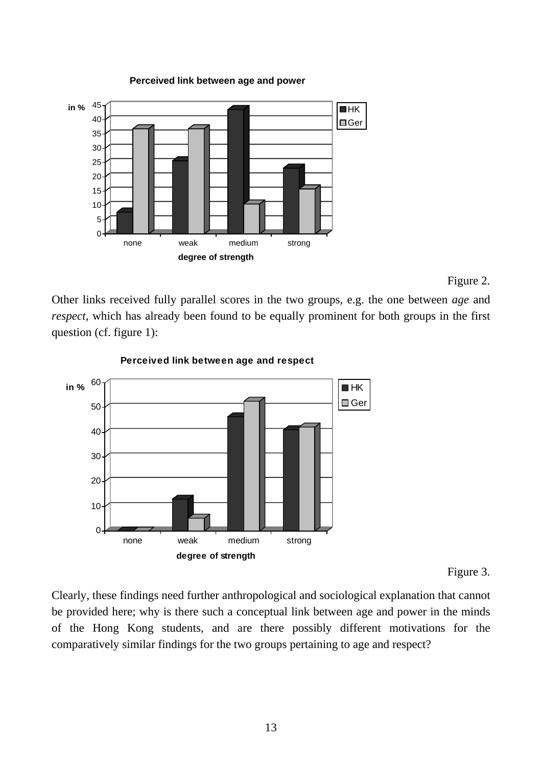**Perceived link between age and power**

Figure 2.

Other links received fully parallel scores in the two groups, e.g. the one between *age* and *respect*, which has already been found to be equally prominent for both groups in the first question (cf. figure 1):

**Perceived link between age and respect**

Figure 3.

Clearly, these findings need further anthropological and sociological explanation that cannot be provided here; why is there such a conceptual link between age and power in the minds of the Hong Kong students, and are there possibly different motivations for the comparatively similar findings for the two groups pertaining to age and respect?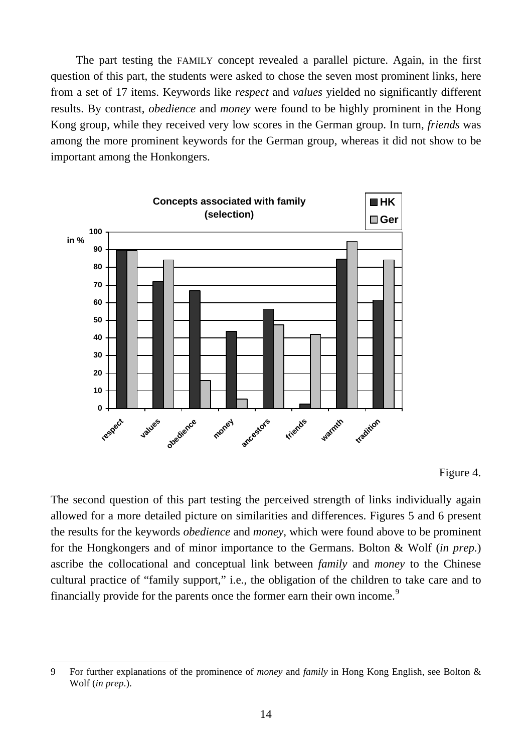The part testing the FAMILY concept revealed a parallel picture. Again, in the first question of this part, the students were asked to chose the seven most prominent links, here from a set of 17 items. Keywords like *respect* and *values* yielded no significantly different results. By contrast, *obedience* and *money* were found to be highly prominent in the Hong Kong group, while they received very low scores in the German group. In turn, *friends* was among the more prominent keywords for the German group, whereas it did not show to be important among the Honkongers.

Figure 4.

The second question of this part testing the perceived strength of links individually again allowed for a more detailed picture on similarities and differences. Figures 5 and 6 present the results for the keywords *obedience* and *money*, which were found above to be prominent for the Hongkongers and of minor importance to the Germans. Bolton & Wolf (*in prep.*) ascribe the collocational and conceptual link between *family* and *money* to the Chinese cultural practice of "family support," i.e., the obligation of the children to take care and to financially provide for the parents once the former earn their own income.[9]

---

9 For further explanations of the prominence of *money* and *family* in Hong Kong English, see Bolton & Wolf (*in prep*.).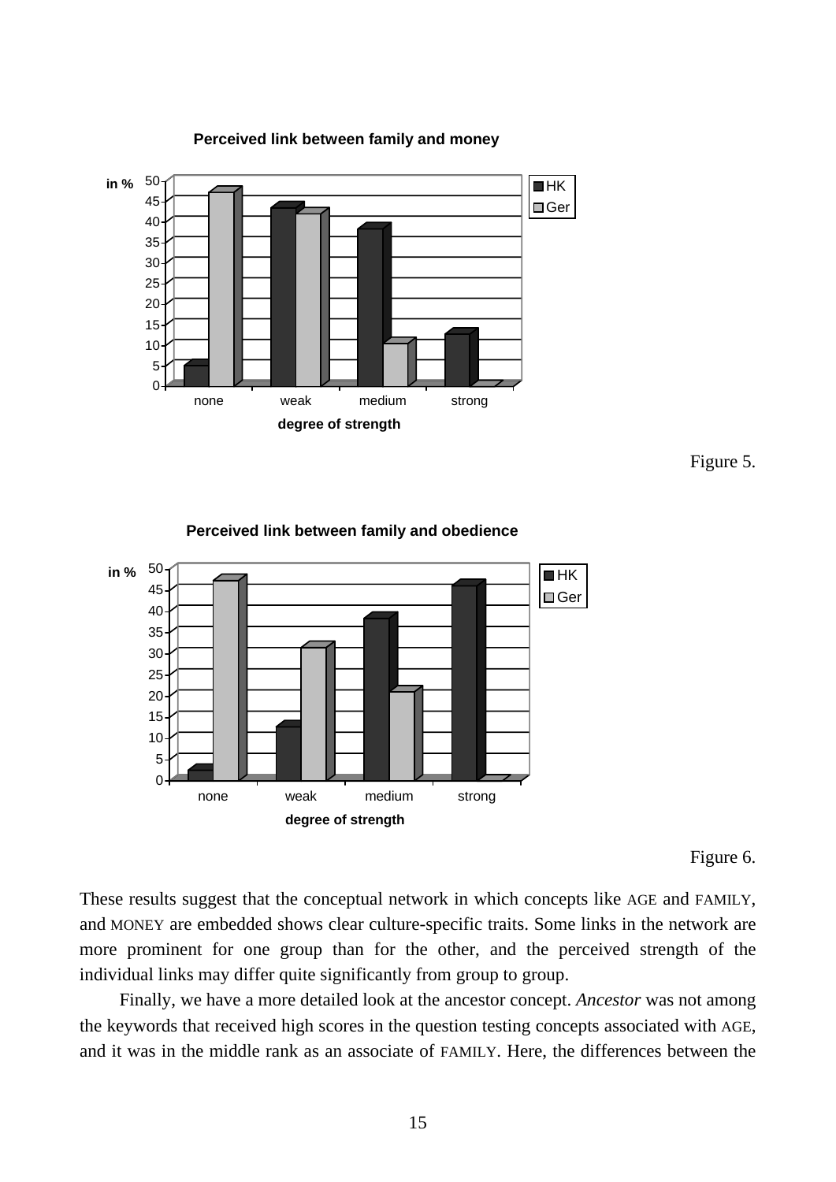**Perceived link between family and money**

| degree of strength | HK (in %) | Ger (in %) |
|---|---|---|
| none | 5 | 47 |
| weak | 43 | 42 |
| medium | 38 | 10 |
| strong | 12 | 0 |

Figure 5.

**Perceived link between family and obedience**

| degree of strength | HK (in %) | Ger (in %) |
|---|---|---|
| none | 2 | 47 |
| weak | 12 | 31 |
| medium | 38 | 21 |
| strong | 46 | 0 |

Figure 6.

These results suggest that the conceptual network in which concepts like AGE and FAMILY, and MONEY are embedded shows clear culture-specific traits. Some links in the network are more prominent for one group than for the other, and the perceived strength of the individual links may differ quite significantly from group to group.

Finally, we have a more detailed look at the ancestor concept. *Ancestor* was not among the keywords that received high scores in the question testing concepts associated with AGE, and it was in the middle rank as an associate of FAMILY. Here, the differences between the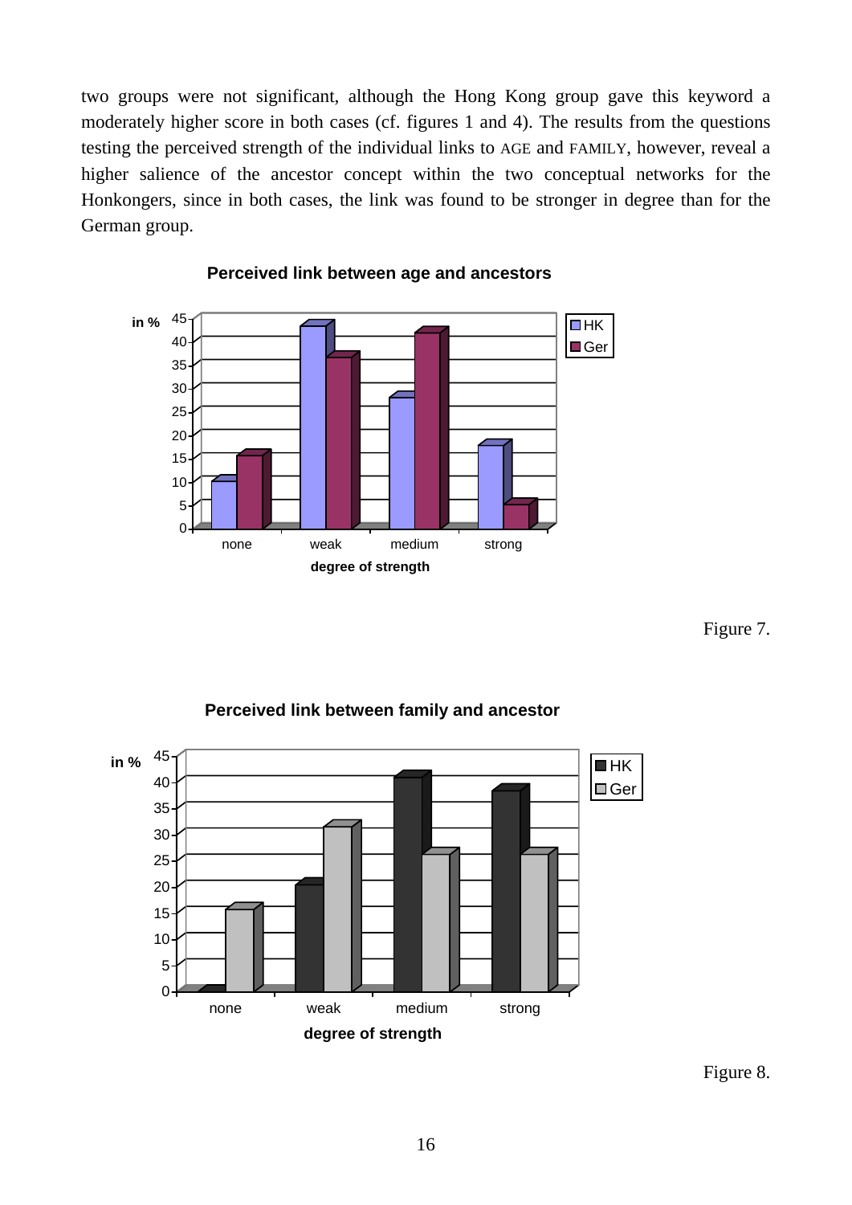two groups were not significant, although the Hong Kong group gave this keyword a moderately higher score in both cases (cf. figures 1 and 4). The results from the questions testing the perceived strength of the individual links to AGE and FAMILY, however, reveal a higher salience of the ancestor concept within the two conceptual networks for the Honkongers, since in both cases, the link was found to be stronger in degree than for the German group.

**Perceived link between age and ancestors**

Figure 7.

**Perceived link between family and ancestor**

Figure 8.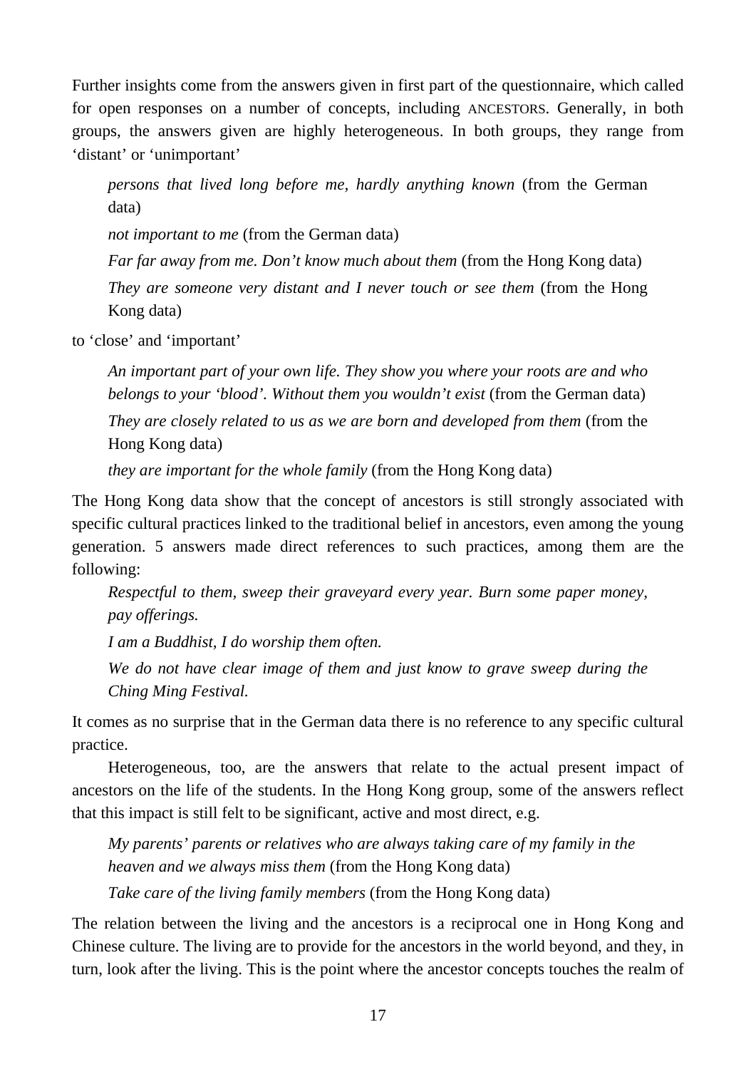Further insights come from the answers given in first part of the questionnaire, which called for open responses on a number of concepts, including ANCESTORS. Generally, in both groups, the answers given are highly heterogeneous. In both groups, they range from ‘distant’ or ‘unimportant’

> *persons that lived long before me, hardly anything known* (from the German data)
>
> *not important to me* (from the German data)
>
> *Far far away from me. Don’t know much about them* (from the Hong Kong data)
>
> *They are someone very distant and I never touch or see them* (from the Hong Kong data)

to ‘close’ and ‘important’

> *An important part of your own life. They show you where your roots are and who belongs to your ‘blood’. Without them you wouldn’t exist* (from the German data)
>
> *They are closely related to us as we are born and developed from them* (from the Hong Kong data)
>
> *they are important for the whole family* (from the Hong Kong data)

The Hong Kong data show that the concept of ancestors is still strongly associated with specific cultural practices linked to the traditional belief in ancestors, even among the young generation. 5 answers made direct references to such practices, among them are the following:

> *Respectful to them, sweep their graveyard every year. Burn some paper money, pay offerings.*
>
> *I am a Buddhist, I do worship them often.*
>
> *We do not have clear image of them and just know to grave sweep during the Ching Ming Festival.*

It comes as no surprise that in the German data there is no reference to any specific cultural practice.

Heterogeneous, too, are the answers that relate to the actual present impact of ancestors on the life of the students. In the Hong Kong group, some of the answers reflect that this impact is still felt to be significant, active and most direct, e.g.

> *My parents’ parents or relatives who are always taking care of my family in the heaven and we always miss them* (from the Hong Kong data)
>
> *Take care of the living family members* (from the Hong Kong data)

The relation between the living and the ancestors is a reciprocal one in Hong Kong and Chinese culture. The living are to provide for the ancestors in the world beyond, and they, in turn, look after the living. This is the point where the ancestor concepts touches the realm of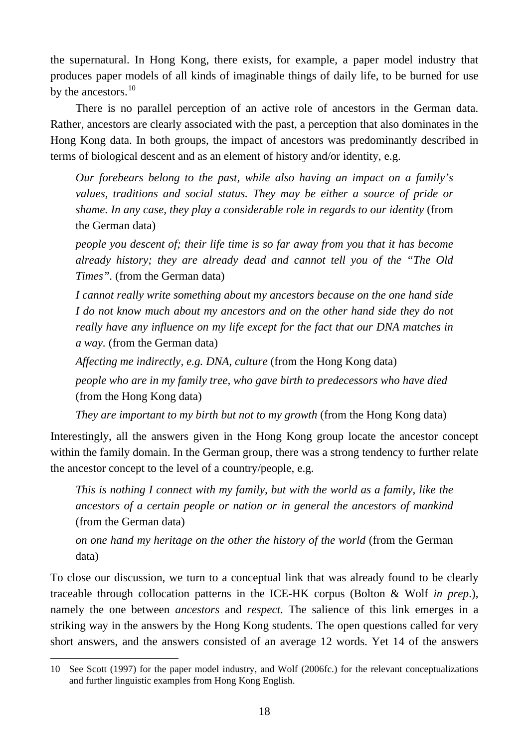the supernatural. In Hong Kong, there exists, for example, a paper model industry that produces paper models of all kinds of imaginable things of daily life, to be burned for use by the ancestors.[10]

There is no parallel perception of an active role of ancestors in the German data. Rather, ancestors are clearly associated with the past, a perception that also dominates in the Hong Kong data. In both groups, the impact of ancestors was predominantly described in terms of biological descent and as an element of history and/or identity, e.g.

> *Our forebears belong to the past, while also having an impact on a family's values, traditions and social status. They may be either a source of pride or shame. In any case, they play a considerable role in regards to our identity* (from the German data)
>
> *people you descent of; their life time is so far away from you that it has become already history; they are already dead and cannot tell you of the "The Old Times".* (from the German data)
>
> *I cannot really write something about my ancestors because on the one hand side I do not know much about my ancestors and on the other hand side they do not really have any influence on my life except for the fact that our DNA matches in a way.* (from the German data)
>
> *Affecting me indirectly, e.g. DNA, culture* (from the Hong Kong data)
>
> *people who are in my family tree, who gave birth to predecessors who have died* (from the Hong Kong data)
>
> *They are important to my birth but not to my growth* (from the Hong Kong data)

Interestingly, all the answers given in the Hong Kong group locate the ancestor concept within the family domain. In the German group, there was a strong tendency to further relate the ancestor concept to the level of a country/people, e.g.

> *This is nothing I connect with my family, but with the world as a family, like the ancestors of a certain people or nation or in general the ancestors of mankind* (from the German data)
>
> *on one hand my heritage on the other the history of the world* (from the German data)

To close our discussion, we turn to a conceptual link that was already found to be clearly traceable through collocation patterns in the ICE-HK corpus (Bolton & Wolf *in prep*.), namely the one between *ancestors* and *respect*. The salience of this link emerges in a striking way in the answers by the Hong Kong students. The open questions called for very short answers, and the answers consisted of an average 12 words. Yet 14 of the answers

---

10 See Scott (1997) for the paper model industry, and Wolf (2006fc.) for the relevant conceptualizations and further linguistic examples from Hong Kong English.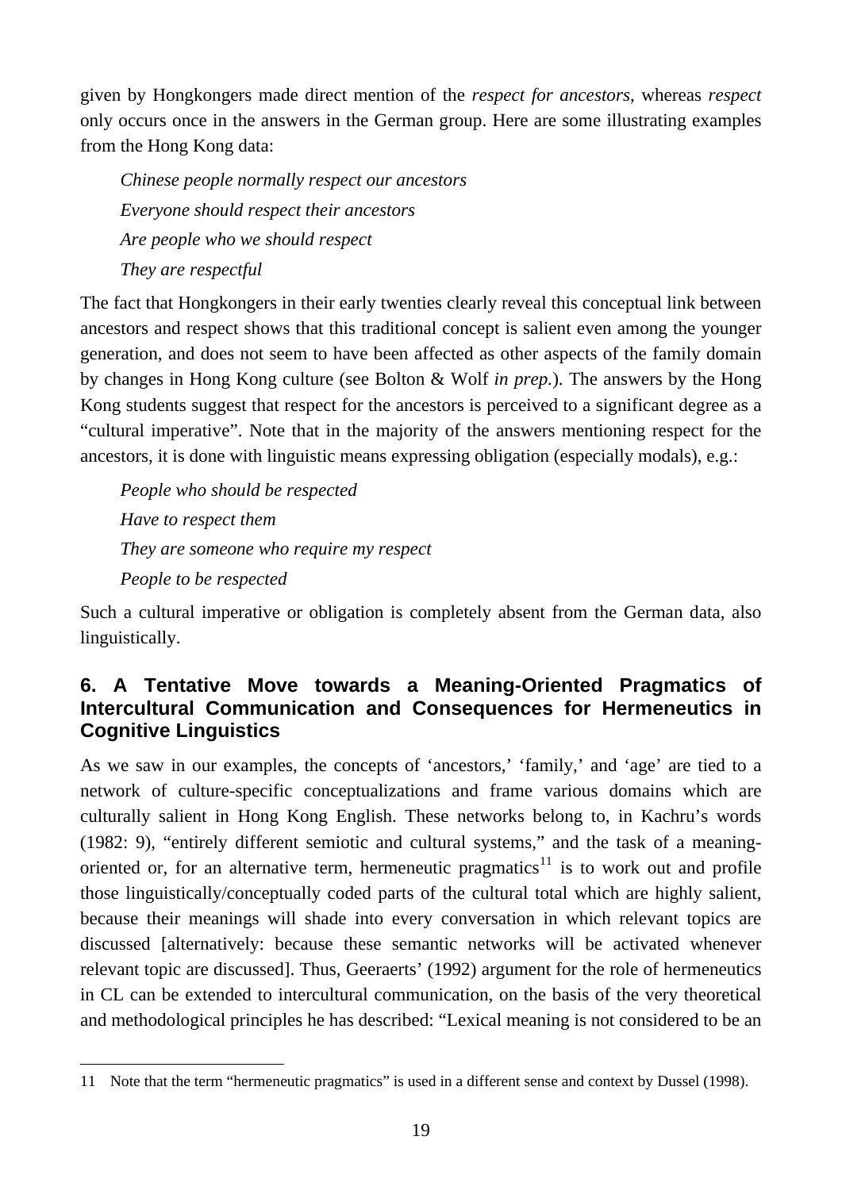given by Hongkongers made direct mention of the *respect for ancestors*, whereas *respect* only occurs once in the answers in the German group. Here are some illustrating examples from the Hong Kong data:

> *Chinese people normally respect our ancestors*
>
> *Everyone should respect their ancestors*
>
> *Are people who we should respect*
>
> *They are respectful*

The fact that Hongkongers in their early twenties clearly reveal this conceptual link between ancestors and respect shows that this traditional concept is salient even among the younger generation, and does not seem to have been affected as other aspects of the family domain by changes in Hong Kong culture (see Bolton & Wolf *in prep.*). The answers by the Hong Kong students suggest that respect for the ancestors is perceived to a significant degree as a "cultural imperative". Note that in the majority of the answers mentioning respect for the ancestors, it is done with linguistic means expressing obligation (especially modals), e.g.:

> *People who should be respected*
>
> *Have to respect them*
>
> *They are someone who require my respect*
>
> *People to be respected*

Such a cultural imperative or obligation is completely absent from the German data, also linguistically.

## 6. A Tentative Move towards a Meaning-Oriented Pragmatics of Intercultural Communication and Consequences for Hermeneutics in Cognitive Linguistics

As we saw in our examples, the concepts of 'ancestors,' 'family,' and 'age' are tied to a network of culture-specific conceptualizations and frame various domains which are culturally salient in Hong Kong English. These networks belong to, in Kachru's words (1982: 9), "entirely different semiotic and cultural systems," and the task of a meaning-oriented or, for an alternative term, hermeneutic pragmatics[11] is to work out and profile those linguistically/conceptually coded parts of the cultural total which are highly salient, because their meanings will shade into every conversation in which relevant topics are discussed [alternatively: because these semantic networks will be activated whenever relevant topic are discussed]. Thus, Geeraerts' (1992) argument for the role of hermeneutics in CL can be extended to intercultural communication, on the basis of the very theoretical and methodological principles he has described: "Lexical meaning is not considered to be an

---

11 Note that the term "hermeneutic pragmatics" is used in a different sense and context by Dussel (1998).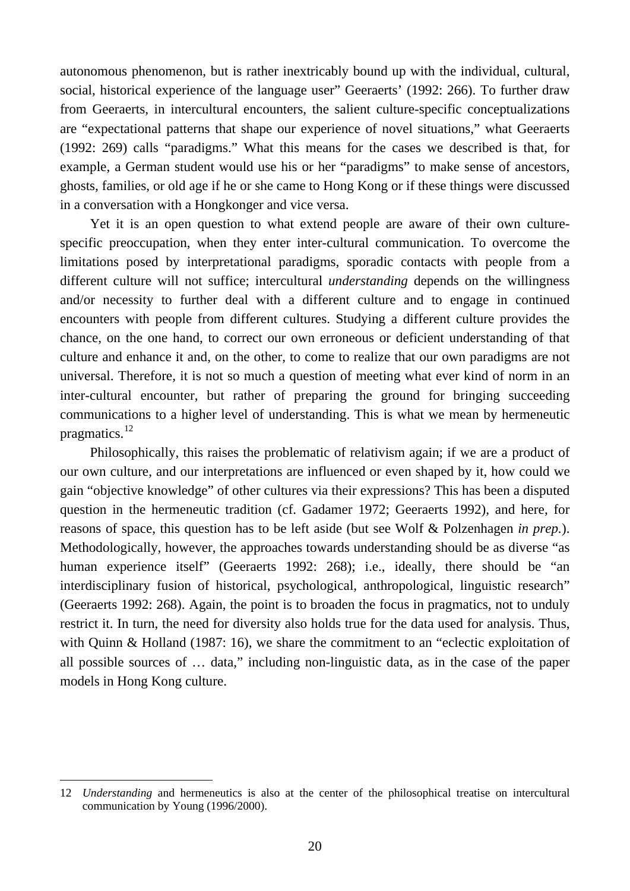autonomous phenomenon, but is rather inextricably bound up with the individual, cultural, social, historical experience of the language user" Geeraerts' (1992: 266). To further draw from Geeraerts, in intercultural encounters, the salient culture-specific conceptualizations are "expectational patterns that shape our experience of novel situations," what Geeraerts (1992: 269) calls "paradigms." What this means for the cases we described is that, for example, a German student would use his or her "paradigms" to make sense of ancestors, ghosts, families, or old age if he or she came to Hong Kong or if these things were discussed in a conversation with a Hongkonger and vice versa.

Yet it is an open question to what extend people are aware of their own culture-specific preoccupation, when they enter inter-cultural communication. To overcome the limitations posed by interpretational paradigms, sporadic contacts with people from a different culture will not suffice; intercultural *understanding* depends on the willingness and/or necessity to further deal with a different culture and to engage in continued encounters with people from different cultures. Studying a different culture provides the chance, on the one hand, to correct our own erroneous or deficient understanding of that culture and enhance it and, on the other, to come to realize that our own paradigms are not universal. Therefore, it is not so much a question of meeting what ever kind of norm in an inter-cultural encounter, but rather of preparing the ground for bringing succeeding communications to a higher level of understanding. This is what we mean by hermeneutic pragmatics.[12]

Philosophically, this raises the problematic of relativism again; if we are a product of our own culture, and our interpretations are influenced or even shaped by it, how could we gain "objective knowledge" of other cultures via their expressions? This has been a disputed question in the hermeneutic tradition (cf. Gadamer 1972; Geeraerts 1992), and here, for reasons of space, this question has to be left aside (but see Wolf & Polzenhagen *in prep.*). Methodologically, however, the approaches towards understanding should be as diverse "as human experience itself" (Geeraerts 1992: 268); i.e., ideally, there should be "an interdisciplinary fusion of historical, psychological, anthropological, linguistic research" (Geeraerts 1992: 268). Again, the point is to broaden the focus in pragmatics, not to unduly restrict it. In turn, the need for diversity also holds true for the data used for analysis. Thus, with Quinn & Holland (1987: 16), we share the commitment to an "eclectic exploitation of all possible sources of … data," including non-linguistic data, as in the case of the paper models in Hong Kong culture.

---

12 *Understanding* and hermeneutics is also at the center of the philosophical treatise on intercultural communication by Young (1996/2000).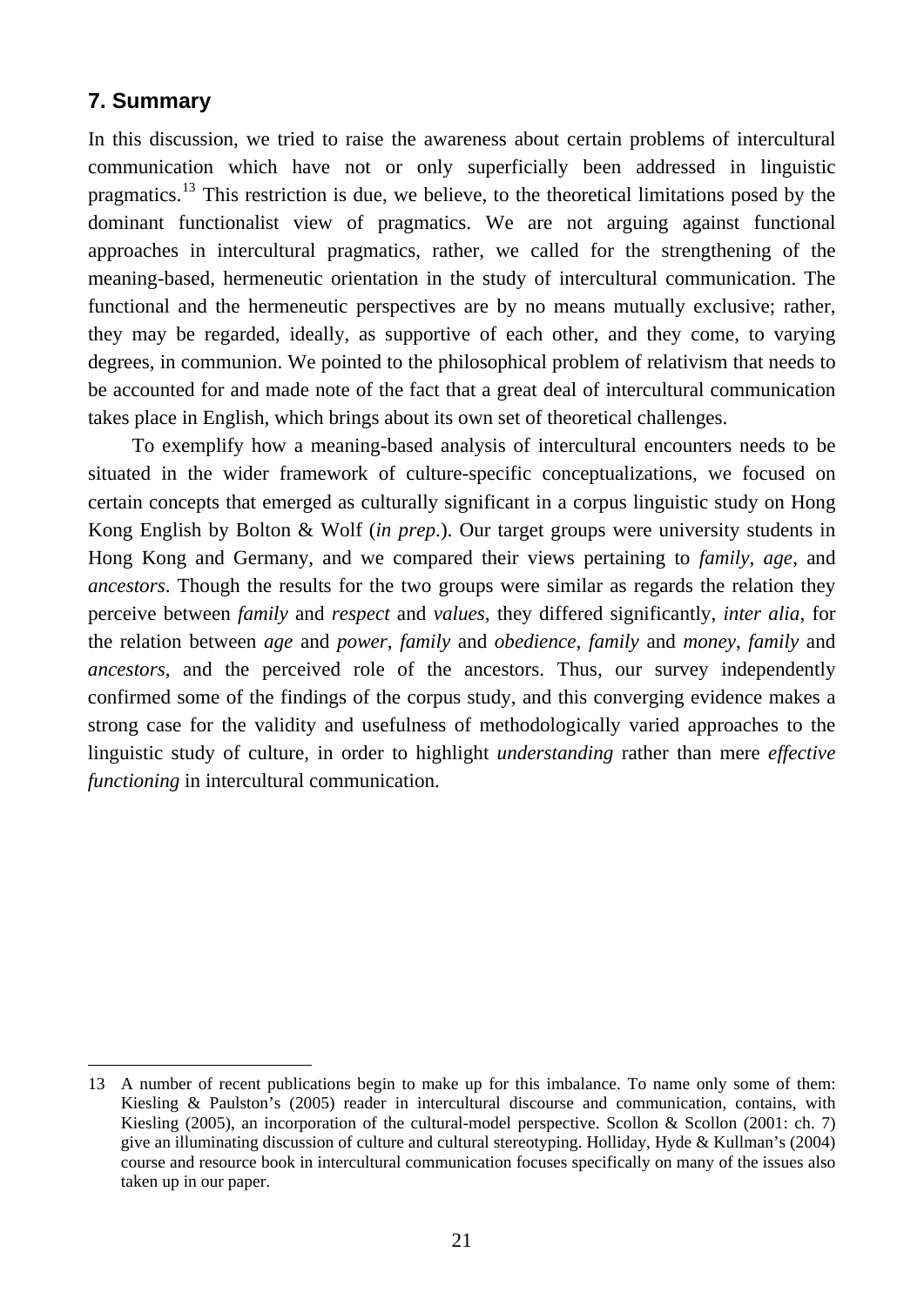## 7. Summary

In this discussion, we tried to raise the awareness about certain problems of intercultural communication which have not or only superficially been addressed in linguistic pragmatics.[13] This restriction is due, we believe, to the theoretical limitations posed by the dominant functionalist view of pragmatics. We are not arguing against functional approaches in intercultural pragmatics, rather, we called for the strengthening of the meaning-based, hermeneutic orientation in the study of intercultural communication. The functional and the hermeneutic perspectives are by no means mutually exclusive; rather, they may be regarded, ideally, as supportive of each other, and they come, to varying degrees, in communion. We pointed to the philosophical problem of relativism that needs to be accounted for and made note of the fact that a great deal of intercultural communication takes place in English, which brings about its own set of theoretical challenges.

To exemplify how a meaning-based analysis of intercultural encounters needs to be situated in the wider framework of culture-specific conceptualizations, we focused on certain concepts that emerged as culturally significant in a corpus linguistic study on Hong Kong English by Bolton & Wolf (*in prep*.). Our target groups were university students in Hong Kong and Germany, and we compared their views pertaining to *family*, *age*, and *ancestors*. Though the results for the two groups were similar as regards the relation they perceive between *family* and *respect* and *values*, they differed significantly, *inter alia*, for the relation between *age* and *power*, *family* and *obedience*, *family* and *money*, *family* and *ancestors*, and the perceived role of the ancestors. Thus, our survey independently confirmed some of the findings of the corpus study, and this converging evidence makes a strong case for the validity and usefulness of methodologically varied approaches to the linguistic study of culture, in order to highlight *understanding* rather than mere *effective functioning* in intercultural communication.

---

13 A number of recent publications begin to make up for this imbalance. To name only some of them: Kiesling & Paulston's (2005) reader in intercultural discourse and communication, contains, with Kiesling (2005), an incorporation of the cultural-model perspective. Scollon & Scollon (2001: ch. 7) give an illuminating discussion of culture and cultural stereotyping. Holliday, Hyde & Kullman's (2004) course and resource book in intercultural communication focuses specifically on many of the issues also taken up in our paper.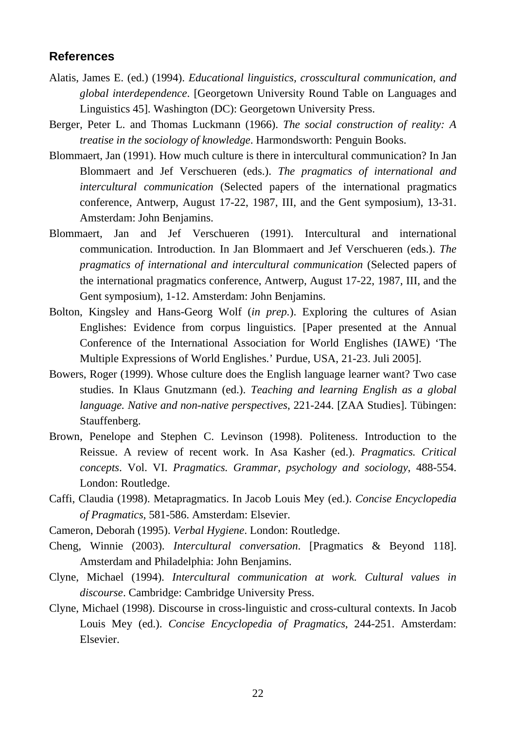## References

Alatis, James E. (ed.) (1994). *Educational linguistics, crosscultural communication, and global interdependence*. [Georgetown University Round Table on Languages and Linguistics 45]. Washington (DC): Georgetown University Press.

Berger, Peter L. and Thomas Luckmann (1966). *The social construction of reality: A treatise in the sociology of knowledge*. Harmondsworth: Penguin Books.

Blommaert, Jan (1991). How much culture is there in intercultural communication? In Jan Blommaert and Jef Verschueren (eds.). *The pragmatics of international and intercultural communication* (Selected papers of the international pragmatics conference, Antwerp, August 17-22, 1987, III, and the Gent symposium), 13-31. Amsterdam: John Benjamins.

Blommaert, Jan and Jef Verschueren (1991). Intercultural and international communication. Introduction. In Jan Blommaert and Jef Verschueren (eds.). *The pragmatics of international and intercultural communication* (Selected papers of the international pragmatics conference, Antwerp, August 17-22, 1987, III, and the Gent symposium), 1-12. Amsterdam: John Benjamins.

Bolton, Kingsley and Hans-Georg Wolf (*in prep.*). Exploring the cultures of Asian Englishes: Evidence from corpus linguistics. [Paper presented at the Annual Conference of the International Association for World Englishes (IAWE) 'The Multiple Expressions of World Englishes.' Purdue, USA, 21-23. Juli 2005].

Bowers, Roger (1999). Whose culture does the English language learner want? Two case studies. In Klaus Gnutzmann (ed.). *Teaching and learning English as a global language. Native and non-native perspectives*, 221-244. [ZAA Studies]. Tübingen: Stauffenberg.

Brown, Penelope and Stephen C. Levinson (1998). Politeness. Introduction to the Reissue. A review of recent work. In Asa Kasher (ed.). *Pragmatics. Critical concepts*. Vol. VI. *Pragmatics. Grammar, psychology and sociology*, 488-554. London: Routledge.

Caffi, Claudia (1998). Metapragmatics. In Jacob Louis Mey (ed.). *Concise Encyclopedia of Pragmatics*, 581-586. Amsterdam: Elsevier.

Cameron, Deborah (1995). *Verbal Hygiene*. London: Routledge.

Cheng, Winnie (2003). *Intercultural conversation*. [Pragmatics & Beyond 118]. Amsterdam and Philadelphia: John Benjamins.

Clyne, Michael (1994). *Intercultural communication at work. Cultural values in discourse*. Cambridge: Cambridge University Press.

Clyne, Michael (1998). Discourse in cross-linguistic and cross-cultural contexts. In Jacob Louis Mey (ed.). *Concise Encyclopedia of Pragmatics*, 244-251. Amsterdam: Elsevier.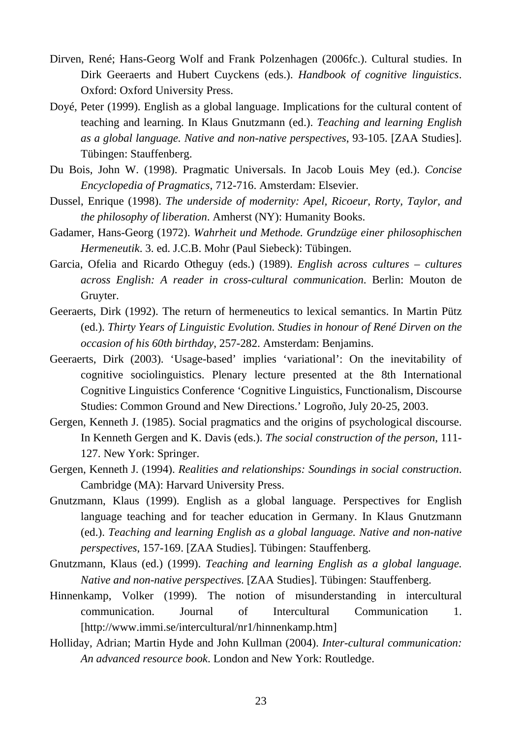Dirven, René; Hans-Georg Wolf and Frank Polzenhagen (2006fc.). Cultural studies. In Dirk Geeraerts and Hubert Cuyckens (eds.). *Handbook of cognitive linguistics*. Oxford: Oxford University Press.

Doyé, Peter (1999). English as a global language. Implications for the cultural content of teaching and learning. In Klaus Gnutzmann (ed.). *Teaching and learning English as a global language. Native and non-native perspectives*, 93-105. [ZAA Studies]. Tübingen: Stauffenberg.

Du Bois, John W. (1998). Pragmatic Universals. In Jacob Louis Mey (ed.). *Concise Encyclopedia of Pragmatics*, 712-716. Amsterdam: Elsevier.

Dussel, Enrique (1998). *The underside of modernity: Apel, Ricoeur, Rorty, Taylor, and the philosophy of liberation*. Amherst (NY): Humanity Books.

Gadamer, Hans-Georg (1972). *Wahrheit und Methode. Grundzüge einer philosophischen Hermeneutik*. 3. ed. J.C.B. Mohr (Paul Siebeck): Tübingen.

Garcia, Ofelia and Ricardo Otheguy (eds.) (1989). *English across cultures – cultures across English: A reader in cross-cultural communication*. Berlin: Mouton de Gruyter.

Geeraerts, Dirk (1992). The return of hermeneutics to lexical semantics. In Martin Pütz (ed.). *Thirty Years of Linguistic Evolution. Studies in honour of René Dirven on the occasion of his 60th birthday*, 257-282. Amsterdam: Benjamins.

Geeraerts, Dirk (2003). 'Usage-based' implies 'variational': On the inevitability of cognitive sociolinguistics. Plenary lecture presented at the 8th International Cognitive Linguistics Conference 'Cognitive Linguistics, Functionalism, Discourse Studies: Common Ground and New Directions.' Logroño, July 20-25, 2003.

Gergen, Kenneth J. (1985). Social pragmatics and the origins of psychological discourse. In Kenneth Gergen and K. Davis (eds.). *The social construction of the person*, 111-127. New York: Springer.

Gergen, Kenneth J. (1994). *Realities and relationships: Soundings in social construction*. Cambridge (MA): Harvard University Press.

Gnutzmann, Klaus (1999). English as a global language. Perspectives for English language teaching and for teacher education in Germany. In Klaus Gnutzmann (ed.). *Teaching and learning English as a global language. Native and non-native perspectives*, 157-169. [ZAA Studies]. Tübingen: Stauffenberg.

Gnutzmann, Klaus (ed.) (1999). *Teaching and learning English as a global language. Native and non-native perspectives*. [ZAA Studies]. Tübingen: Stauffenberg.

Hinnenkamp, Volker (1999). The notion of misunderstanding in intercultural communication. Journal of Intercultural Communication 1. [http://www.immi.se/intercultural/nr1/hinnenkamp.htm]

Holliday, Adrian; Martin Hyde and John Kullman (2004). *Inter-cultural communication: An advanced resource book*. London and New York: Routledge.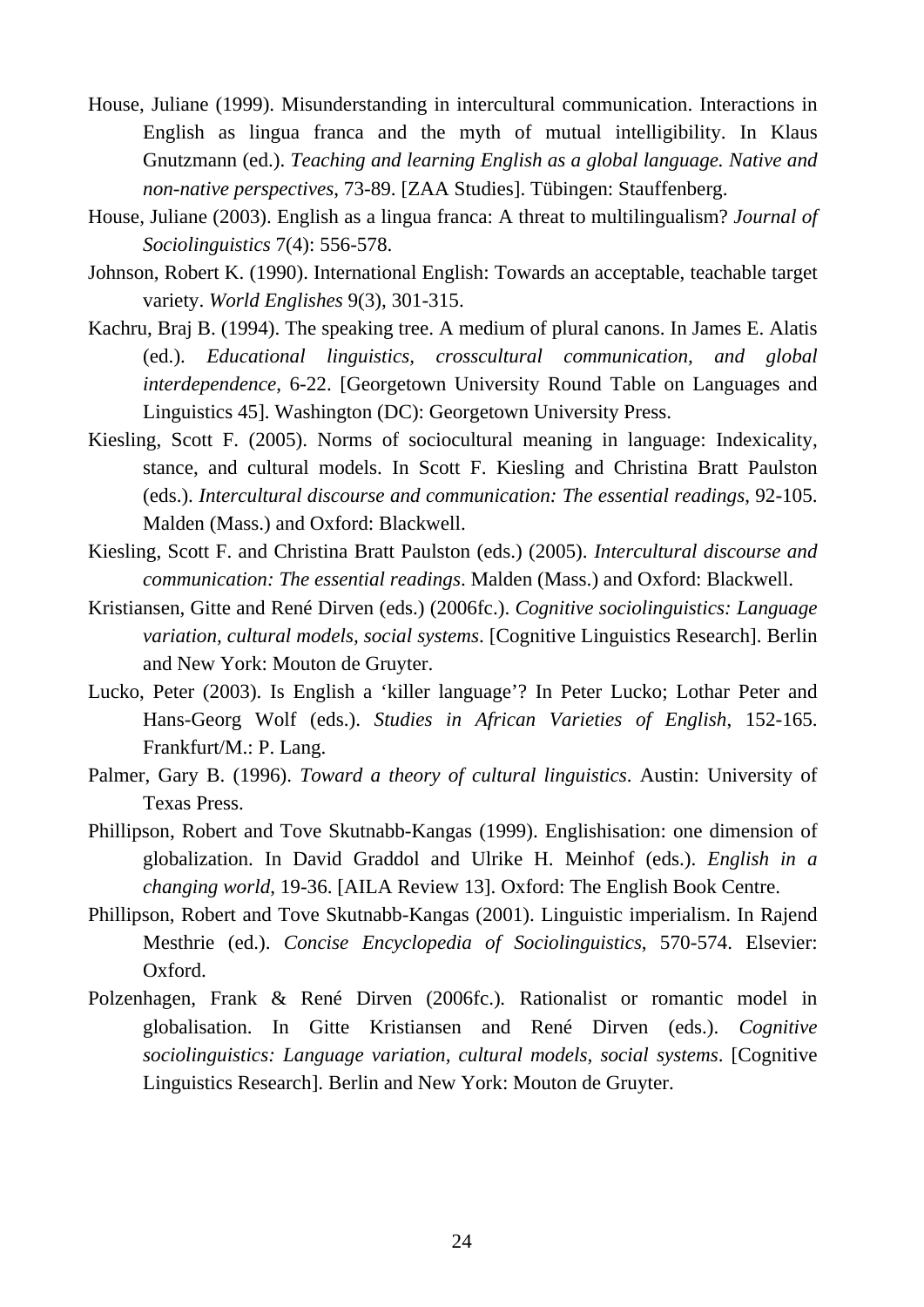House, Juliane (1999). Misunderstanding in intercultural communication. Interactions in English as lingua franca and the myth of mutual intelligibility. In Klaus Gnutzmann (ed.). *Teaching and learning English as a global language. Native and non-native perspectives*, 73-89. [ZAA Studies]. Tübingen: Stauffenberg.

House, Juliane (2003). English as a lingua franca: A threat to multilingualism? *Journal of Sociolinguistics* 7(4): 556-578.

Johnson, Robert K. (1990). International English: Towards an acceptable, teachable target variety. *World Englishes* 9(3), 301-315.

Kachru, Braj B. (1994). The speaking tree. A medium of plural canons. In James E. Alatis (ed.). *Educational linguistics, crosscultural communication, and global interdependence*, 6-22. [Georgetown University Round Table on Languages and Linguistics 45]. Washington (DC): Georgetown University Press.

Kiesling, Scott F. (2005). Norms of sociocultural meaning in language: Indexicality, stance, and cultural models. In Scott F. Kiesling and Christina Bratt Paulston (eds.). *Intercultural discourse and communication: The essential readings*, 92-105. Malden (Mass.) and Oxford: Blackwell.

Kiesling, Scott F. and Christina Bratt Paulston (eds.) (2005). *Intercultural discourse and communication: The essential readings*. Malden (Mass.) and Oxford: Blackwell.

Kristiansen, Gitte and René Dirven (eds.) (2006fc.). *Cognitive sociolinguistics: Language variation, cultural models, social systems*. [Cognitive Linguistics Research]. Berlin and New York: Mouton de Gruyter.

Lucko, Peter (2003). Is English a 'killer language'? In Peter Lucko; Lothar Peter and Hans-Georg Wolf (eds.). *Studies in African Varieties of English*, 152-165. Frankfurt/M.: P. Lang.

Palmer, Gary B. (1996). *Toward a theory of cultural linguistics*. Austin: University of Texas Press.

Phillipson, Robert and Tove Skutnabb-Kangas (1999). Englishisation: one dimension of globalization. In David Graddol and Ulrike H. Meinhof (eds.). *English in a changing world*, 19-36. [AILA Review 13]. Oxford: The English Book Centre.

Phillipson, Robert and Tove Skutnabb-Kangas (2001). Linguistic imperialism. In Rajend Mesthrie (ed.). *Concise Encyclopedia of Sociolinguistics*, 570-574. Elsevier: Oxford.

Polzenhagen, Frank & René Dirven (2006fc.). Rationalist or romantic model in globalisation. In Gitte Kristiansen and René Dirven (eds.). *Cognitive sociolinguistics: Language variation, cultural models, social systems*. [Cognitive Linguistics Research]. Berlin and New York: Mouton de Gruyter.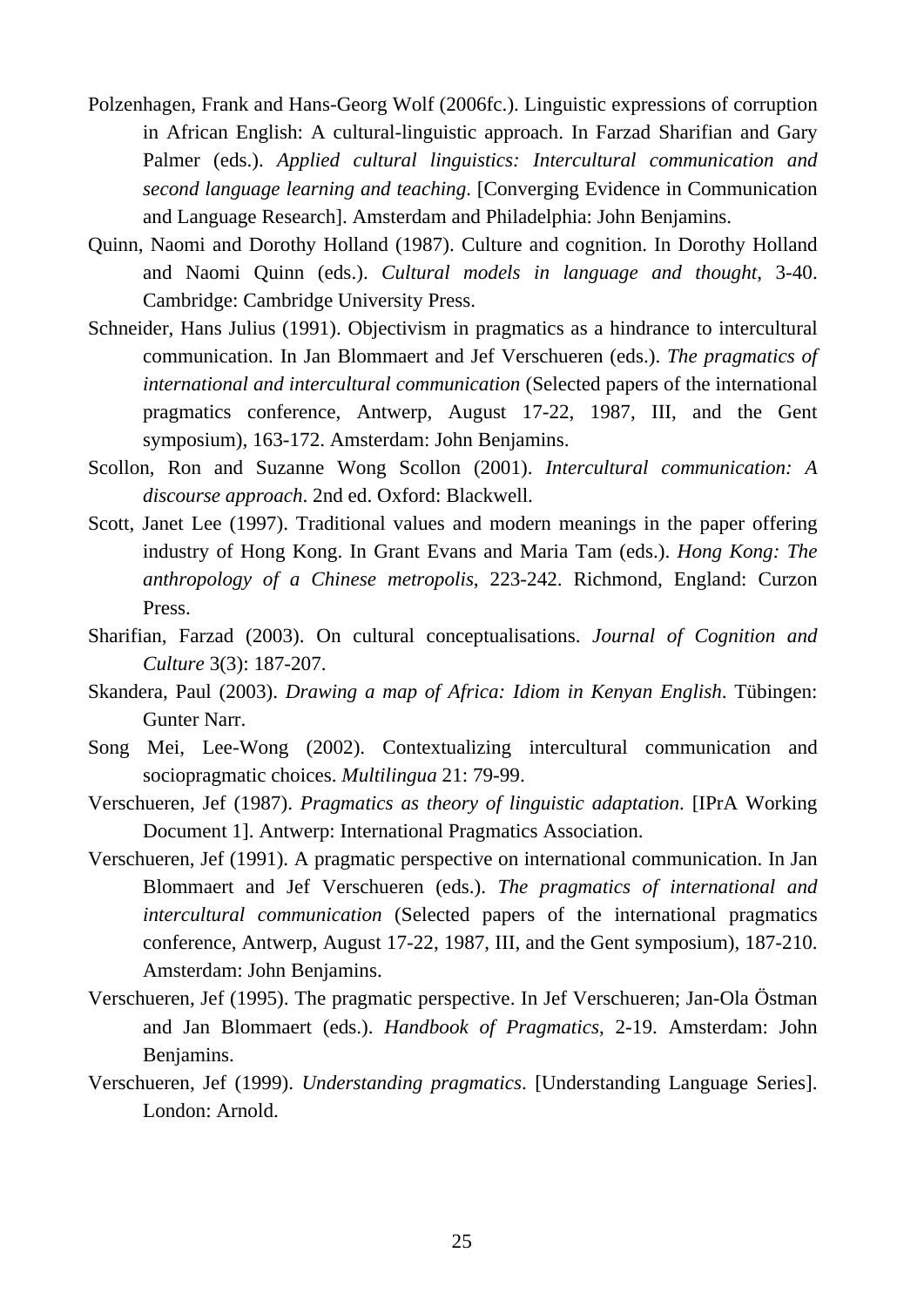Polzenhagen, Frank and Hans-Georg Wolf (2006fc.). Linguistic expressions of corruption in African English: A cultural-linguistic approach. In Farzad Sharifian and Gary Palmer (eds.). *Applied cultural linguistics: Intercultural communication and second language learning and teaching*. [Converging Evidence in Communication and Language Research]. Amsterdam and Philadelphia: John Benjamins.

Quinn, Naomi and Dorothy Holland (1987). Culture and cognition. In Dorothy Holland and Naomi Quinn (eds.). *Cultural models in language and thought*, 3-40. Cambridge: Cambridge University Press.

Schneider, Hans Julius (1991). Objectivism in pragmatics as a hindrance to intercultural communication. In Jan Blommaert and Jef Verschueren (eds.). *The pragmatics of international and intercultural communication* (Selected papers of the international pragmatics conference, Antwerp, August 17-22, 1987, III, and the Gent symposium), 163-172. Amsterdam: John Benjamins.

Scollon, Ron and Suzanne Wong Scollon (2001). *Intercultural communication: A discourse approach*. 2nd ed. Oxford: Blackwell.

Scott, Janet Lee (1997). Traditional values and modern meanings in the paper offering industry of Hong Kong. In Grant Evans and Maria Tam (eds.). *Hong Kong: The anthropology of a Chinese metropolis*, 223-242. Richmond, England: Curzon Press.

Sharifian, Farzad (2003). On cultural conceptualisations. *Journal of Cognition and Culture* 3(3): 187-207.

Skandera, Paul (2003). *Drawing a map of Africa: Idiom in Kenyan English*. Tübingen: Gunter Narr.

Song Mei, Lee-Wong (2002). Contextualizing intercultural communication and sociopragmatic choices. *Multilingua* 21: 79-99.

Verschueren, Jef (1987). *Pragmatics as theory of linguistic adaptation*. [IPrA Working Document 1]. Antwerp: International Pragmatics Association.

Verschueren, Jef (1991). A pragmatic perspective on international communication. In Jan Blommaert and Jef Verschueren (eds.). *The pragmatics of international and intercultural communication* (Selected papers of the international pragmatics conference, Antwerp, August 17-22, 1987, III, and the Gent symposium), 187-210. Amsterdam: John Benjamins.

Verschueren, Jef (1995). The pragmatic perspective. In Jef Verschueren; Jan-Ola Östman and Jan Blommaert (eds.). *Handbook of Pragmatics*, 2-19. Amsterdam: John Benjamins.

Verschueren, Jef (1999). *Understanding pragmatics*. [Understanding Language Series]. London: Arnold.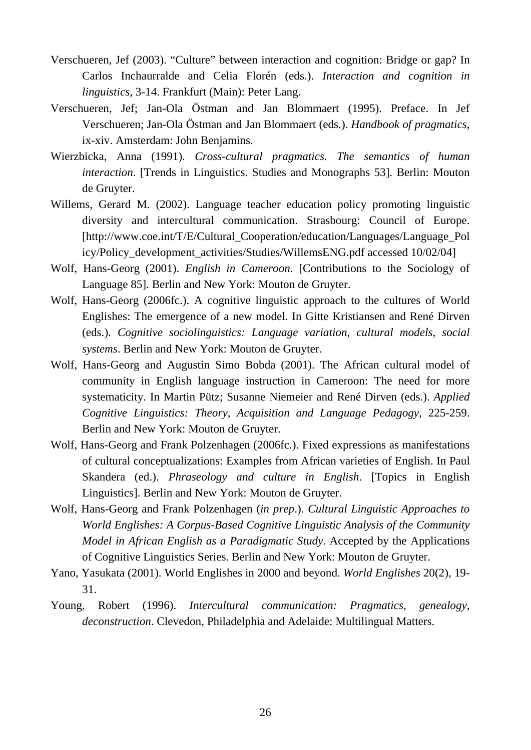Verschueren, Jef (2003). “Culture” between interaction and cognition: Bridge or gap? In Carlos Inchaurralde and Celia Florén (eds.). *Interaction and cognition in linguistics*, 3-14. Frankfurt (Main): Peter Lang.

Verschueren, Jef; Jan-Ola Östman and Jan Blommaert (1995). Preface. In Jef Verschueren; Jan-Ola Östman and Jan Blommaert (eds.). *Handbook of pragmatics*, ix-xiv. Amsterdam: John Benjamins.

Wierzbicka, Anna (1991). *Cross-cultural pragmatics. The semantics of human interaction*. [Trends in Linguistics. Studies and Monographs 53]. Berlin: Mouton de Gruyter.

Willems, Gerard M. (2002). Language teacher education policy promoting linguistic diversity and intercultural communication. Strasbourg: Council of Europe. [http://www.coe.int/T/E/Cultural_Cooperation/education/Languages/Language_Policy/Policy_development_activities/Studies/WillemsENG.pdf accessed 10/02/04]

Wolf, Hans-Georg (2001). *English in Cameroon*. [Contributions to the Sociology of Language 85]. Berlin and New York: Mouton de Gruyter.

Wolf, Hans-Georg (2006fc.). A cognitive linguistic approach to the cultures of World Englishes: The emergence of a new model. In Gitte Kristiansen and René Dirven (eds.). *Cognitive sociolinguistics: Language variation, cultural models, social systems*. Berlin and New York: Mouton de Gruyter.

Wolf, Hans-Georg and Augustin Simo Bobda (2001). The African cultural model of community in English language instruction in Cameroon: The need for more systematicity. In Martin Pütz; Susanne Niemeier and René Dirven (eds.). *Applied Cognitive Linguistics: Theory, Acquisition and Language Pedagogy*, 225-259. Berlin and New York: Mouton de Gruyter.

Wolf, Hans-Georg and Frank Polzenhagen (2006fc.). Fixed expressions as manifestations of cultural conceptualizations: Examples from African varieties of English. In Paul Skandera (ed.). *Phraseology and culture in English*. [Topics in English Linguistics]. Berlin and New York: Mouton de Gruyter.

Wolf, Hans-Georg and Frank Polzenhagen (*in prep*.). *Cultural Linguistic Approaches to World Englishes: A Corpus-Based Cognitive Linguistic Analysis of the Community Model in African English as a Paradigmatic Study*. Accepted by the Applications of Cognitive Linguistics Series. Berlin and New York: Mouton de Gruyter.

Yano, Yasukata (2001). World Englishes in 2000 and beyond. *World Englishes* 20(2), 19-31.

Young, Robert (1996). *Intercultural communication: Pragmatics, genealogy, deconstruction*. Clevedon, Philadelphia and Adelaide: Multilingual Matters.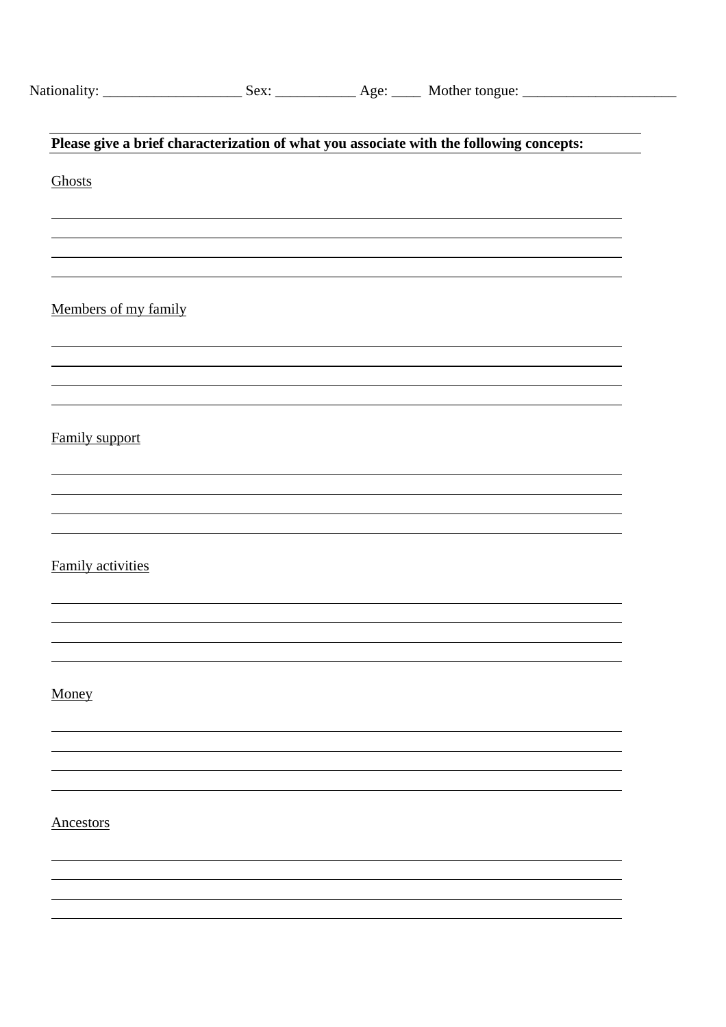Nationality: ___________________ Sex: ___________ Age: ____ Mother tongue: _____________________

**Please give a brief characterization of what you associate with the following concepts:**

Ghosts

______________________________________________________________________________

______________________________________________________________________________

______________________________________________________________________________

______________________________________________________________________________

Members of my family

______________________________________________________________________________

______________________________________________________________________________

______________________________________________________________________________

______________________________________________________________________________

Family support

______________________________________________________________________________

______________________________________________________________________________

______________________________________________________________________________

______________________________________________________________________________

Family activities

______________________________________________________________________________

______________________________________________________________________________

______________________________________________________________________________

______________________________________________________________________________

Money

______________________________________________________________________________

______________________________________________________________________________

______________________________________________________________________________

______________________________________________________________________________

Ancestors

______________________________________________________________________________

______________________________________________________________________________

______________________________________________________________________________

______________________________________________________________________________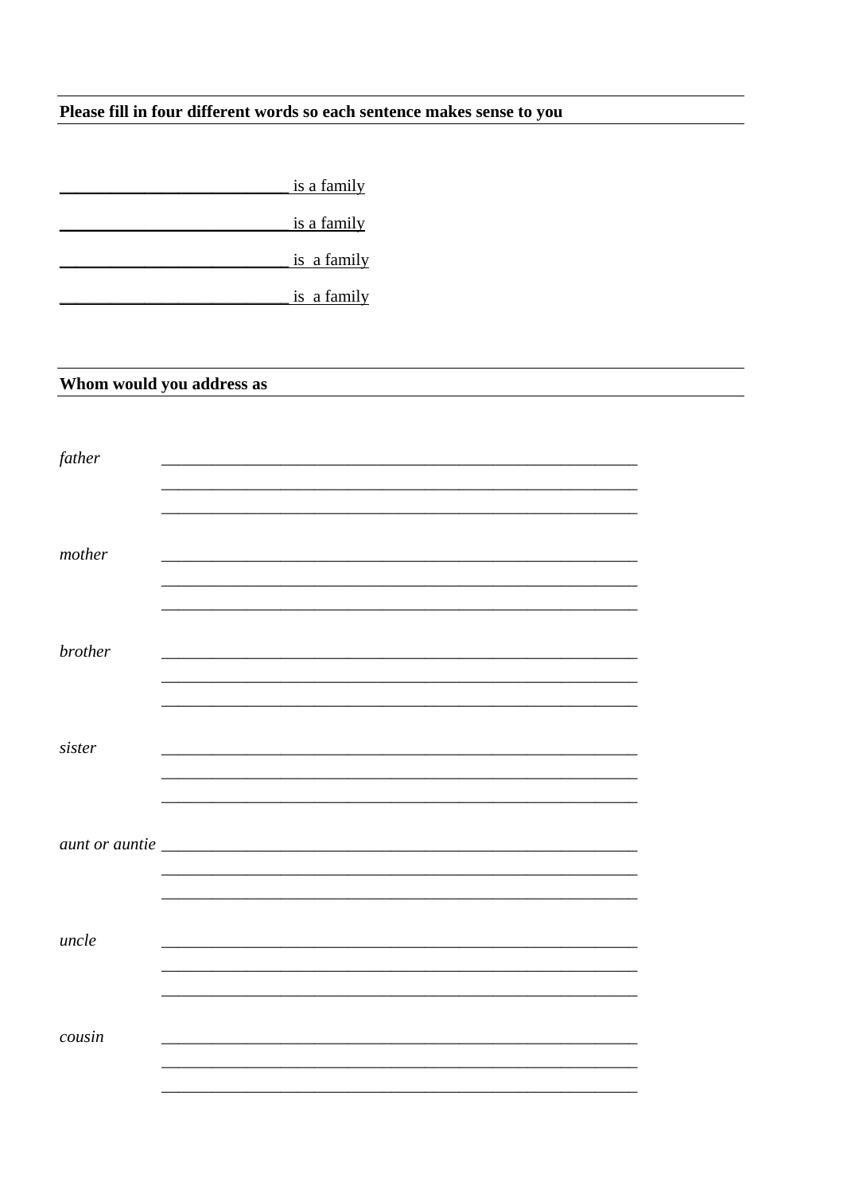**Please fill in four different words so each sentence makes sense to you**

____________________________ is a family

____________________________ is a family

____________________________ is a family

____________________________ is a family

**Whom would you address as**

*father* ____________________________________________________________

____________________________________________________________

____________________________________________________________

*mother* ____________________________________________________________

____________________________________________________________

____________________________________________________________

*brother* ____________________________________________________________

____________________________________________________________

____________________________________________________________

*sister* ____________________________________________________________

____________________________________________________________

____________________________________________________________

*aunt or auntie* ____________________________________________________________

____________________________________________________________

____________________________________________________________

*uncle* ____________________________________________________________

____________________________________________________________

____________________________________________________________

*cousin* ____________________________________________________________

____________________________________________________________

____________________________________________________________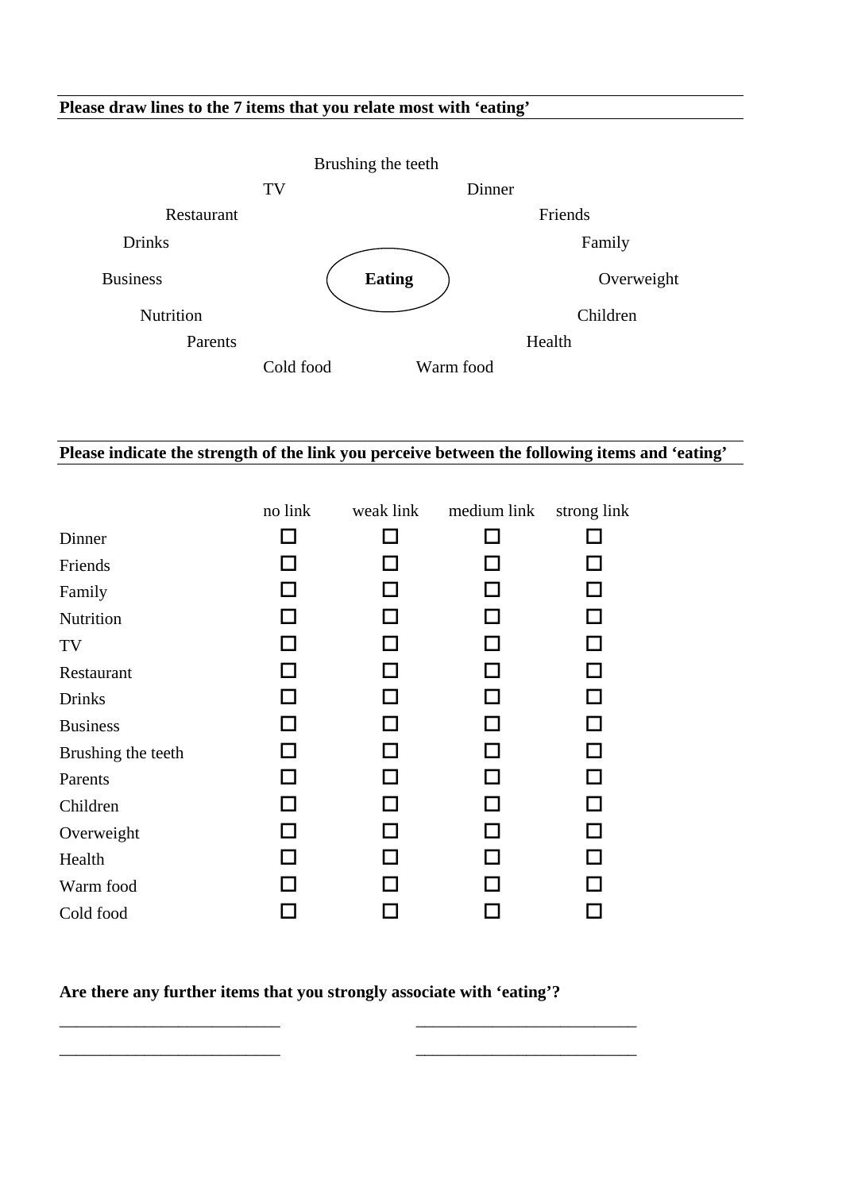**Please draw lines to the 7 items that you relate most with 'eating'**

Brushing the teeth

TV

Dinner

Restaurant

Friends

Drinks

Family

Business

**Eating**

Overweight

Nutrition

Children

Parents

Health

Cold food

Warm food

**Please indicate the strength of the link you perceive between the following items and 'eating'**

| | no link | weak link | medium link | strong link |
|---|---|---|---|---|
| Dinner | ☐ | ☐ | ☐ | ☐ |
| Friends | ☐ | ☐ | ☐ | ☐ |
| Family | ☐ | ☐ | ☐ | ☐ |
| Nutrition | ☐ | ☐ | ☐ | ☐ |
| TV | ☐ | ☐ | ☐ | ☐ |
| Restaurant | ☐ | ☐ | ☐ | ☐ |
| Drinks | ☐ | ☐ | ☐ | ☐ |
| Business | ☐ | ☐ | ☐ | ☐ |
| Brushing the teeth | ☐ | ☐ | ☐ | ☐ |
| Parents | ☐ | ☐ | ☐ | ☐ |
| Children | ☐ | ☐ | ☐ | ☐ |
| Overweight | ☐ | ☐ | ☐ | ☐ |
| Health | ☐ | ☐ | ☐ | ☐ |
| Warm food | ☐ | ☐ | ☐ | ☐ |
| Cold food | ☐ | ☐ | ☐ | ☐ |

**Are there any further items that you strongly associate with 'eating'?**

___________________________ ___________________________

___________________________ ___________________________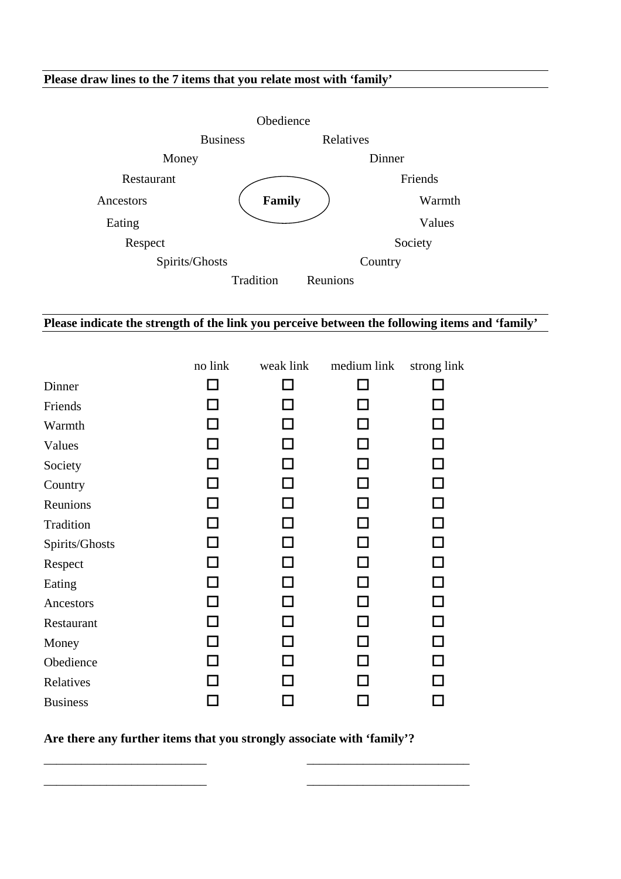**Please draw lines to the 7 items that you relate most with 'family'**

Obedience

Business Relatives

Money Dinner

Restaurant Friends

Ancestors **Family** Warmth

Eating Values

Respect Society

Spirits/Ghosts Country

Tradition Reunions

**Please indicate the strength of the link you perceive between the following items and 'family'**

| | no link | weak link | medium link | strong link |
|---|---|---|---|---|
| Dinner | ☐ | ☐ | ☐ | ☐ |
| Friends | ☐ | ☐ | ☐ | ☐ |
| Warmth | ☐ | ☐ | ☐ | ☐ |
| Values | ☐ | ☐ | ☐ | ☐ |
| Society | ☐ | ☐ | ☐ | ☐ |
| Country | ☐ | ☐ | ☐ | ☐ |
| Reunions | ☐ | ☐ | ☐ | ☐ |
| Tradition | ☐ | ☐ | ☐ | ☐ |
| Spirits/Ghosts | ☐ | ☐ | ☐ | ☐ |
| Respect | ☐ | ☐ | ☐ | ☐ |
| Eating | ☐ | ☐ | ☐ | ☐ |
| Ancestors | ☐ | ☐ | ☐ | ☐ |
| Restaurant | ☐ | ☐ | ☐ | ☐ |
| Money | ☐ | ☐ | ☐ | ☐ |
| Obedience | ☐ | ☐ | ☐ | ☐ |
| Relatives | ☐ | ☐ | ☐ | ☐ |
| Business | ☐ | ☐ | ☐ | ☐ |

**Are there any further items that you strongly associate with 'family'?**

___________________________ ___________________________

___________________________ ___________________________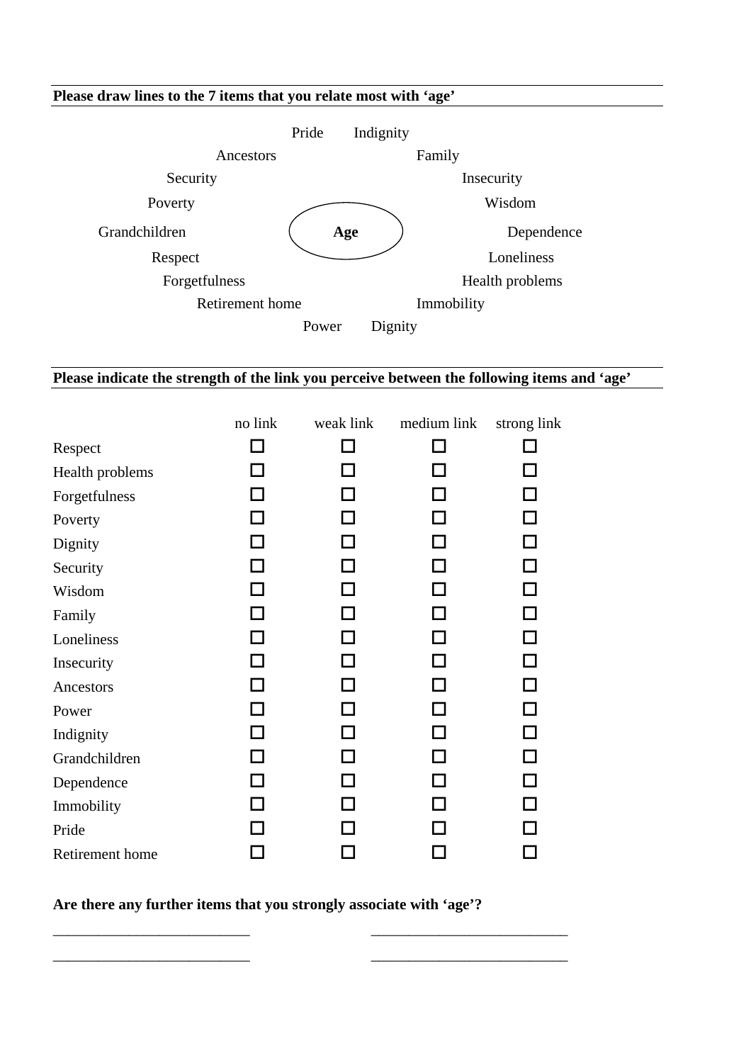**Please draw lines to the 7 items that you relate most with 'age'**

Pride Indignity

Ancestors Family

Security Insecurity

Poverty Wisdom

Grandchildren **Age** Dependence

Respect Loneliness

Forgetfulness Health problems

Retirement home Immobility

Power Dignity

**Please indicate the strength of the link you perceive between the following items and 'age'**

| | no link | weak link | medium link | strong link |
|---|---|---|---|---|
| Respect | ☐ | ☐ | ☐ | ☐ |
| Health problems | ☐ | ☐ | ☐ | ☐ |
| Forgetfulness | ☐ | ☐ | ☐ | ☐ |
| Poverty | ☐ | ☐ | ☐ | ☐ |
| Dignity | ☐ | ☐ | ☐ | ☐ |
| Security | ☐ | ☐ | ☐ | ☐ |
| Wisdom | ☐ | ☐ | ☐ | ☐ |
| Family | ☐ | ☐ | ☐ | ☐ |
| Loneliness | ☐ | ☐ | ☐ | ☐ |
| Insecurity | ☐ | ☐ | ☐ | ☐ |
| Ancestors | ☐ | ☐ | ☐ | ☐ |
| Power | ☐ | ☐ | ☐ | ☐ |
| Indignity | ☐ | ☐ | ☐ | ☐ |
| Grandchildren | ☐ | ☐ | ☐ | ☐ |
| Dependence | ☐ | ☐ | ☐ | ☐ |
| Immobility | ☐ | ☐ | ☐ | ☐ |
| Pride | ☐ | ☐ | ☐ | ☐ |
| Retirement home | ☐ | ☐ | ☐ | ☐ |

**Are there any further items that you strongly associate with 'age'?**

___________________________ ___________________________

___________________________ ___________________________